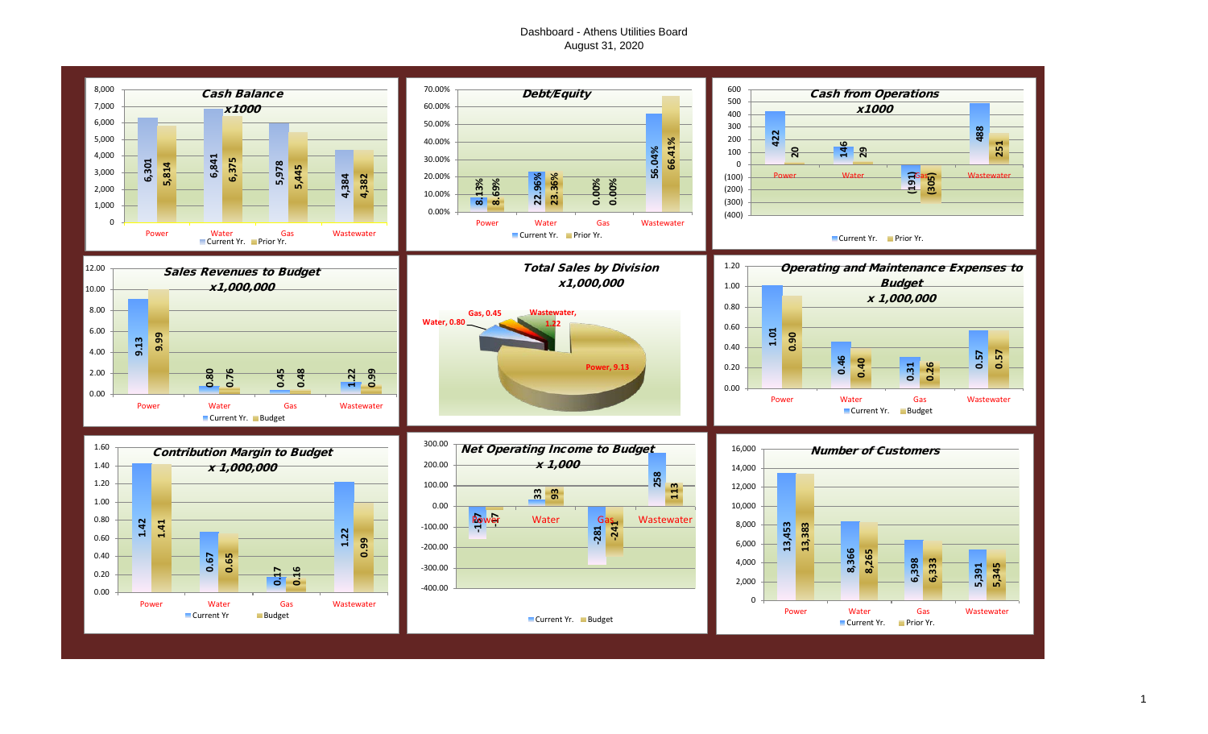# Dashboard - Athens Utilities Board
## August 31, 2020

### Cash Balance x1000

| | Power | Water | Gas | Wastewater |
|---|---|---|---|---|
| Current Yr. | 6,301 | 6,841 | 5,978 | 4,384 |
| Prior Yr. | 5,814 | 6,375 | 5,445 | 4,382 |

### Debt/Equity

| | Power | Water | Gas | Wastewater |
|---|---|---|---|---|
| Current Yr. | 8.13% | 22.96% | 0.00% | 56.04% |
| Prior Yr. | 8.69% | 23.36% | 0.00% | 66.41% |

### Cash from Operations x1000

| | Power | Water | Gas | Wastewater |
|---|---|---|---|---|
| Current Yr. | 422 | 146 | (191) | 488 |
| Prior Yr. | 20 | 29 | (305) | 251 |

### Sales Revenues to Budget x1,000,000

| | Power | Water | Gas | Wastewater |
|---|---|---|---|---|
| Current Yr. | 9.13 | 0.80 | 0.45 | 1.22 |
| Budget | 9.99 | 0.76 | 0.48 | 0.99 |

### Total Sales by Division x1,000,000

| Division | Sales |
|---|---|
| Power | 9.13 |
| Water | 0.80 |
| Gas | 0.45 |
| Wastewater | 1.22 |

### Operating and Maintenance Expenses to Budget x 1,000,000

| | Power | Water | Gas | Wastewater |
|---|---|---|---|---|
| Current Yr. | 1.01 | 0.46 | 0.31 | 0.57 |
| Budget | 0.90 | 0.40 | 0.26 | 0.57 |

### Contribution Margin to Budget x 1,000,000

| | Power | Water | Gas | Wastewater |
|---|---|---|---|---|
| Current Yr | 1.42 | 0.67 | 0.17 | 1.22 |
| Budget | 1.41 | 0.65 | 0.16 | 0.99 |

### Net Operating Income to Budget x 1,000

| | Power | Water | Gas | Wastewater |
|---|---|---|---|---|
| Current Yr. | -157 | 33 | -281 | 258 |
| Budget | -17 | 93 | -241 | 113 |

### Number of Customers

| | Power | Water | Gas | Wastewater |
|---|---|---|---|---|
| Current Yr. | 13,453 | 8,366 | 6,398 | 5,391 |
| Prior Yr. | 13,383 | 8,265 | 6,333 | 5,345 |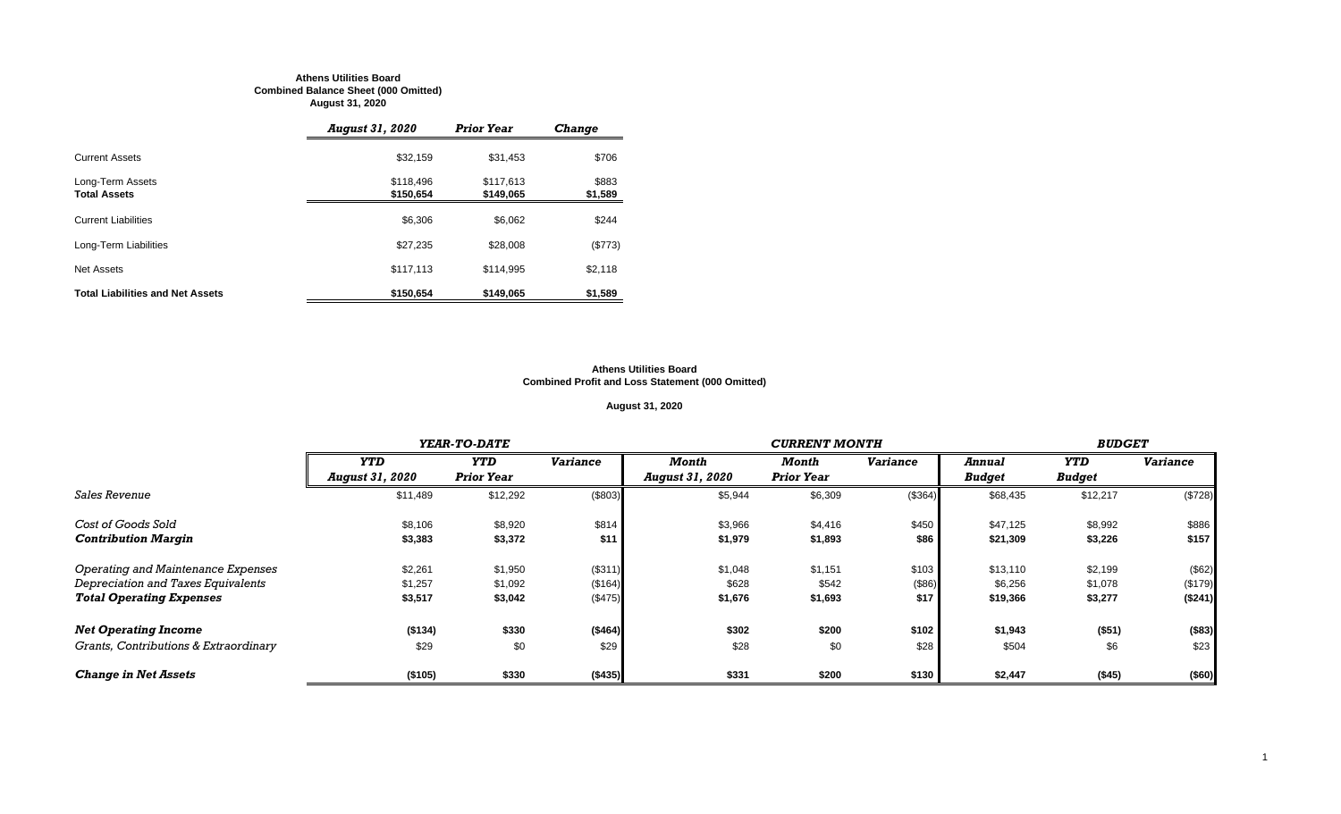**Athens Utilities Board**
**Combined Balance Sheet (000 Omitted)**
**August 31, 2020**

| | *August 31, 2020* | *Prior Year* | *Change* |
|---|---|---|---|
| Current Assets | $32,159 | $31,453 | $706 |
| Long-Term Assets | $118,496 | $117,613 | $883 |
| **Total Assets** | **$150,654** | **$149,065** | **$1,589** |
| Current Liabilities | $6,306 | $6,062 | $244 |
| Long-Term Liabilities | $27,235 | $28,008 | ($773) |
| Net Assets | $117,113 | $114,995 | $2,118 |
| **Total Liabilities and Net Assets** | **$150,654** | **$149,065** | **$1,589** |

**Athens Utilities Board**
**Combined Profit and Loss Statement (000 Omitted)**

**August 31, 2020**

| | *YEAR-TO-DATE* | | | *CURRENT MONTH* | | | *BUDGET* | | |
|---|---|---|---|---|---|---|---|---|---|
| | *YTD August 31, 2020* | *YTD Prior Year* | *Variance* | *Month August 31, 2020* | *Month Prior Year* | *Variance* | *Annual Budget* | *YTD Budget* | *Variance* |
| *Sales Revenue* | $11,489 | $12,292 | ($803) | $5,944 | $6,309 | ($364) | $68,435 | $12,217 | ($728) |
| *Cost of Goods Sold* | $8,106 | $8,920 | $814 | $3,966 | $4,416 | $450 | $47,125 | $8,992 | $886 |
| ***Contribution Margin*** | **$3,383** | **$3,372** | **$11** | **$1,979** | **$1,893** | **$86** | **$21,309** | **$3,226** | **$157** |
| *Operating and Maintenance Expenses* | $2,261 | $1,950 | ($311) | $1,048 | $1,151 | $103 | $13,110 | $2,199 | ($62) |
| *Depreciation and Taxes Equivalents* | $1,257 | $1,092 | ($164) | $628 | $542 | ($86) | $6,256 | $1,078 | ($179) |
| ***Total Operating Expenses*** | **$3,517** | **$3,042** | **($475)** | **$1,676** | **$1,693** | **$17** | **$19,366** | **$3,277** | **($241)** |
| ***Net Operating Income*** | **($134)** | **$330** | **($464)** | **$302** | **$200** | **$102** | **$1,943** | **($51)** | **($83)** |
| *Grants, Contributions & Extraordinary* | $29 | $0 | $29 | $28 | $0 | $28 | $504 | $6 | $23 |
| ***Change in Net Assets*** | **($105)** | **$330** | **($435)** | **$331** | **$200** | **$130** | **$2,447** | **($45)** | **($60)** |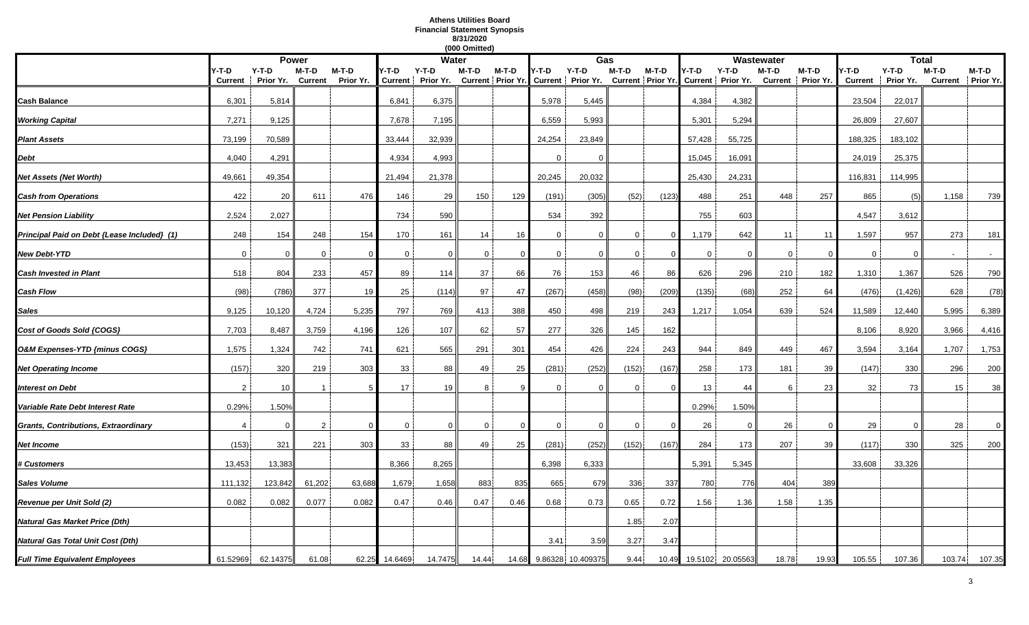# Athens Utilities Board
## Financial Statement Synopsis
### 8/31/2020
### (000 Omitted)

| | Power | | | | Water | | | | Gas | | | | Wastewater | | | | Total | | | |
|---|---|---|---|---|---|---|---|---|---|---|---|---|---|---|---|---|---|---|---|---|
| | Y-T-D Current | Y-T-D Prior Yr. | M-T-D Current | M-T-D Prior Yr. | Y-T-D Current | Y-T-D Prior Yr. | M-T-D Current | M-T-D Prior Yr. | Y-T-D Current | Y-T-D Prior Yr. | M-T-D Current | M-T-D Prior Yr. | Y-T-D Current | Y-T-D Prior Yr. | M-T-D Current | M-T-D Prior Yr. | Y-T-D Current | Y-T-D Prior Yr. | M-T-D Current | M-T-D Prior Yr. |
| **Cash Balance** | 6,301 | 5,814 | | | 6,841 | 6,375 | | | 5,978 | 5,445 | | | 4,384 | 4,382 | | | 23,504 | 22,017 | | |
| ***Working Capital*** | 7,271 | 9,125 | | | 7,678 | 7,195 | | | 6,559 | 5,993 | | | 5,301 | 5,294 | | | 26,809 | 27,607 | | |
| ***Plant Assets*** | 73,199 | 70,589 | | | 33,444 | 32,939 | | | 24,254 | 23,849 | | | 57,428 | 55,725 | | | 188,325 | 183,102 | | |
| ***Debt*** | 4,040 | 4,291 | | | 4,934 | 4,993 | | | 0 | 0 | | | 15,045 | 16,091 | | | 24,019 | 25,375 | | |
| ***Net Assets (Net Worth)*** | 49,661 | 49,354 | | | 21,494 | 21,378 | | | 20,245 | 20,032 | | | 25,430 | 24,231 | | | 116,831 | 114,995 | | |
| ***Cash from Operations*** | 422 | 20 | 611 | 476 | 146 | 29 | 150 | 129 | (191) | (305) | (52) | (123) | 488 | 251 | 448 | 257 | 865 | (5) | 1,158 | 739 |
| ***Net Pension Liability*** | 2,524 | 2,027 | | | 734 | 590 | | | 534 | 392 | | | 755 | 603 | | | 4,547 | 3,612 | | |
| ***Principal Paid on Debt {Lease Included} (1)*** | 248 | 154 | 248 | 154 | 170 | 161 | 14 | 16 | 0 | 0 | 0 | 0 | 1,179 | 642 | 11 | 11 | 1,597 | 957 | 273 | 181 |
| ***New Debt-YTD*** | 0 | 0 | 0 | 0 | 0 | 0 | 0 | 0 | 0 | 0 | 0 | 0 | 0 | 0 | 0 | 0 | 0 | 0 | - | - |
| ***Cash Invested in Plant*** | 518 | 804 | 233 | 457 | 89 | 114 | 37 | 66 | 76 | 153 | 46 | 86 | 626 | 296 | 210 | 182 | 1,310 | 1,367 | 526 | 790 |
| ***Cash Flow*** | (98) | (786) | 377 | 19 | 25 | (114) | 97 | 47 | (267) | (458) | (98) | (209) | (135) | (68) | 252 | 64 | (476) | (1,426) | 628 | (78) |
| ***Sales*** | 9,125 | 10,120 | 4,724 | 5,235 | 797 | 769 | 413 | 388 | 450 | 498 | 219 | 243 | 1,217 | 1,054 | 639 | 524 | 11,589 | 12,440 | 5,995 | 6,389 |
| ***Cost of Goods Sold {COGS}*** | 7,703 | 8,487 | 3,759 | 4,196 | 126 | 107 | 62 | 57 | 277 | 326 | 145 | 162 | | | | | 8,106 | 8,920 | 3,966 | 4,416 |
| ***O&M Expenses-YTD {minus COGS}*** | 1,575 | 1,324 | 742 | 741 | 621 | 565 | 291 | 301 | 454 | 426 | 224 | 243 | 944 | 849 | 449 | 467 | 3,594 | 3,164 | 1,707 | 1,753 |
| ***Net Operating Income*** | (157) | 320 | 219 | 303 | 33 | 88 | 49 | 25 | (281) | (252) | (152) | (167) | 258 | 173 | 181 | 39 | (147) | 330 | 296 | 200 |
| ***Interest on Debt*** | 2 | 10 | 1 | 5 | 17 | 19 | 8 | 9 | 0 | 0 | 0 | 0 | 13 | 44 | 6 | 23 | 32 | 73 | 15 | 38 |
| ***Variable Rate Debt Interest Rate*** | 0.29% | 1.50% | | | | | | | | | | | 0.29% | 1.50% | | | | | | |
| ***Grants, Contributions, Extraordinary*** | 4 | 0 | 2 | 0 | 0 | 0 | 0 | 0 | 0 | 0 | 0 | 0 | 26 | 0 | 26 | 0 | 29 | 0 | 28 | 0 |
| ***Net Income*** | (153) | 321 | 221 | 303 | 33 | 88 | 49 | 25 | (281) | (252) | (152) | (167) | 284 | 173 | 207 | 39 | (117) | 330 | 325 | 200 |
| ***# Customers*** | 13,453 | 13,383 | | | 8,366 | 8,265 | | | 6,398 | 6,333 | | | 5,391 | 5,345 | | | 33,608 | 33,326 | | |
| ***Sales Volume*** | 111,132 | 123,842 | 61,202 | 63,688 | 1,679 | 1,658 | 883 | 835 | 665 | 679 | 336 | 337 | 780 | 776 | 404 | 389 | | | | |
| ***Revenue per Unit Sold (2)*** | 0.082 | 0.082 | 0.077 | 0.082 | 0.47 | 0.46 | 0.47 | 0.46 | 0.68 | 0.73 | 0.65 | 0.72 | 1.56 | 1.36 | 1.58 | 1.35 | | | | |
| ***Natural Gas Market Price (Dth)*** | | | | | | | | | | | 1.85 | 2.07 | | | | | | | | |
| ***Natural Gas Total Unit Cost (Dth)*** | | | | | | | | | 3.41 | 3.59 | 3.27 | 3.47 | | | | | | | | |
| ***Full Time Equivalent Employees*** | 61.52969 | 62.14375 | 61.08 | 62.25 | 14.6469 | 14.7475 | 14.44 | 14.68 | 9.86328 | 10.409375 | 9.44 | 10.49 | 19.5102 | 20.05563 | 18.78 | 19.93 | 105.55 | 107.36 | 103.74 | 107.35 |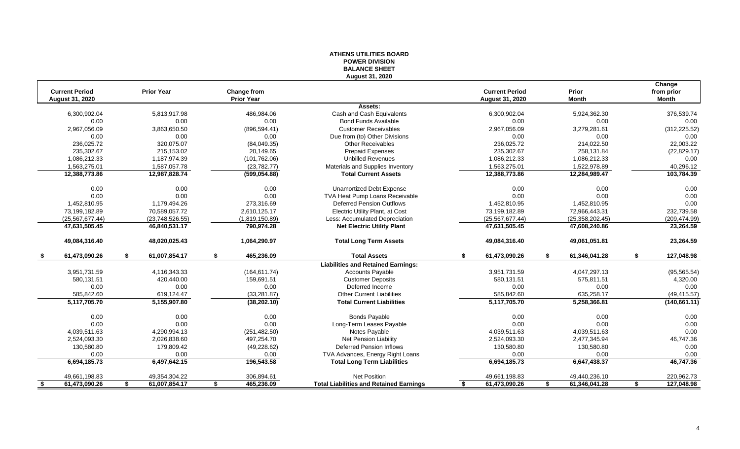**ATHENS UTILITIES BOARD**
**POWER DIVISION**
**BALANCE SHEET**
**August 31, 2020**

| Current Period August 31, 2020 | Prior Year | Change from Prior Year | | Current Period August 31, 2020 | Prior Month | Change from prior Month |
|---|---|---|---|---|---|---|
| | | | **Assets:** | | | |
| 6,300,902.04 | 5,813,917.98 | 486,984.06 | Cash and Cash Equivalents | 6,300,902.04 | 5,924,362.30 | 376,539.74 |
| 0.00 | 0.00 | 0.00 | Bond Funds Available | 0.00 | 0.00 | 0.00 |
| 2,967,056.09 | 3,863,650.50 | (896,594.41) | Customer Receivables | 2,967,056.09 | 3,279,281.61 | (312,225.52) |
| 0.00 | 0.00 | 0.00 | Due from (to) Other Divisions | 0.00 | 0.00 | 0.00 |
| 236,025.72 | 320,075.07 | (84,049.35) | Other Receivables | 236,025.72 | 214,022.50 | 22,003.22 |
| 235,302.67 | 215,153.02 | 20,149.65 | Prepaid Expenses | 235,302.67 | 258,131.84 | (22,829.17) |
| 1,086,212.33 | 1,187,974.39 | (101,762.06) | Unbilled Revenues | 1,086,212.33 | 1,086,212.33 | 0.00 |
| 1,563,275.01 | 1,587,057.78 | (23,782.77) | Materials and Supplies Inventory | 1,563,275.01 | 1,522,978.89 | 40,296.12 |
| **12,388,773.86** | **12,987,828.74** | **(599,054.88)** | **Total Current Assets** | **12,388,773.86** | **12,284,989.47** | **103,784.39** |
| 0.00 | 0.00 | 0.00 | Unamortized Debt Expense | 0.00 | 0.00 | 0.00 |
| 0.00 | 0.00 | 0.00 | TVA Heat Pump Loans Receivable | 0.00 | 0.00 | 0.00 |
| 1,452,810.95 | 1,179,494.26 | 273,316.69 | Deferred Pension Outflows | 1,452,810.95 | 1,452,810.95 | 0.00 |
| 73,199,182.89 | 70,589,057.72 | 2,610,125.17 | Electric Utility Plant, at Cost | 73,199,182.89 | 72,966,443.31 | 232,739.58 |
| (25,567,677.44) | (23,748,526.55) | (1,819,150.89) | Less: Accumulated Depreciation | (25,567,677.44) | (25,358,202.45) | (209,474.99) |
| **47,631,505.45** | **46,840,531.17** | **790,974.28** | **Net Electric Utility Plant** | **47,631,505.45** | **47,608,240.86** | **23,264.59** |
| **49,084,316.40** | **48,020,025.43** | **1,064,290.97** | **Total Long Term Assets** | **49,084,316.40** | **49,061,051.81** | **23,264.59** |
| **$ 61,473,090.26** | **$ 61,007,854.17** | **$ 465,236.09** | **Total Assets** | **$ 61,473,090.26** | **$ 61,346,041.28** | **$ 127,048.98** |
| | | | **Liabilities and Retained Earnings:** | | | |
| 3,951,731.59 | 4,116,343.33 | (164,611.74) | Accounts Payable | 3,951,731.59 | 4,047,297.13 | (95,565.54) |
| 580,131.51 | 420,440.00 | 159,691.51 | Customer Deposits | 580,131.51 | 575,811.51 | 4,320.00 |
| 0.00 | 0.00 | 0.00 | Deferred Income | 0.00 | 0.00 | 0.00 |
| 585,842.60 | 619,124.47 | (33,281.87) | Other Current Liabilities | 585,842.60 | 635,258.17 | (49,415.57) |
| **5,117,705.70** | **5,155,907.80** | **(38,202.10)** | **Total Current Liabilities** | **5,117,705.70** | **5,258,366.81** | **(140,661.11)** |
| 0.00 | 0.00 | 0.00 | Bonds Payable | 0.00 | 0.00 | 0.00 |
| 0.00 | 0.00 | 0.00 | Long-Term Leases Payable | 0.00 | 0.00 | 0.00 |
| 4,039,511.63 | 4,290,994.13 | (251,482.50) | Notes Payable | 4,039,511.63 | 4,039,511.63 | 0.00 |
| 2,524,093.30 | 2,026,838.60 | 497,254.70 | Net Pension Liability | 2,524,093.30 | 2,477,345.94 | 46,747.36 |
| 130,580.80 | 179,809.42 | (49,228.62) | Deferred Pension Inflows | 130,580.80 | 130,580.80 | 0.00 |
| 0.00 | 0.00 | 0.00 | TVA Advances, Energy Right Loans | 0.00 | 0.00 | 0.00 |
| **6,694,185.73** | **6,497,642.15** | **196,543.58** | **Total Long Term Liabilities** | **6,694,185.73** | **6,647,438.37** | **46,747.36** |
| 49,661,198.83 | 49,354,304.22 | 306,894.61 | Net Position | 49,661,198.83 | 49,440,236.10 | 220,962.73 |
| **$ 61,473,090.26** | **$ 61,007,854.17** | **$ 465,236.09** | **Total Liabilities and Retained Earnings** | **$ 61,473,090.26** | **$ 61,346,041.28** | **$ 127,048.98** |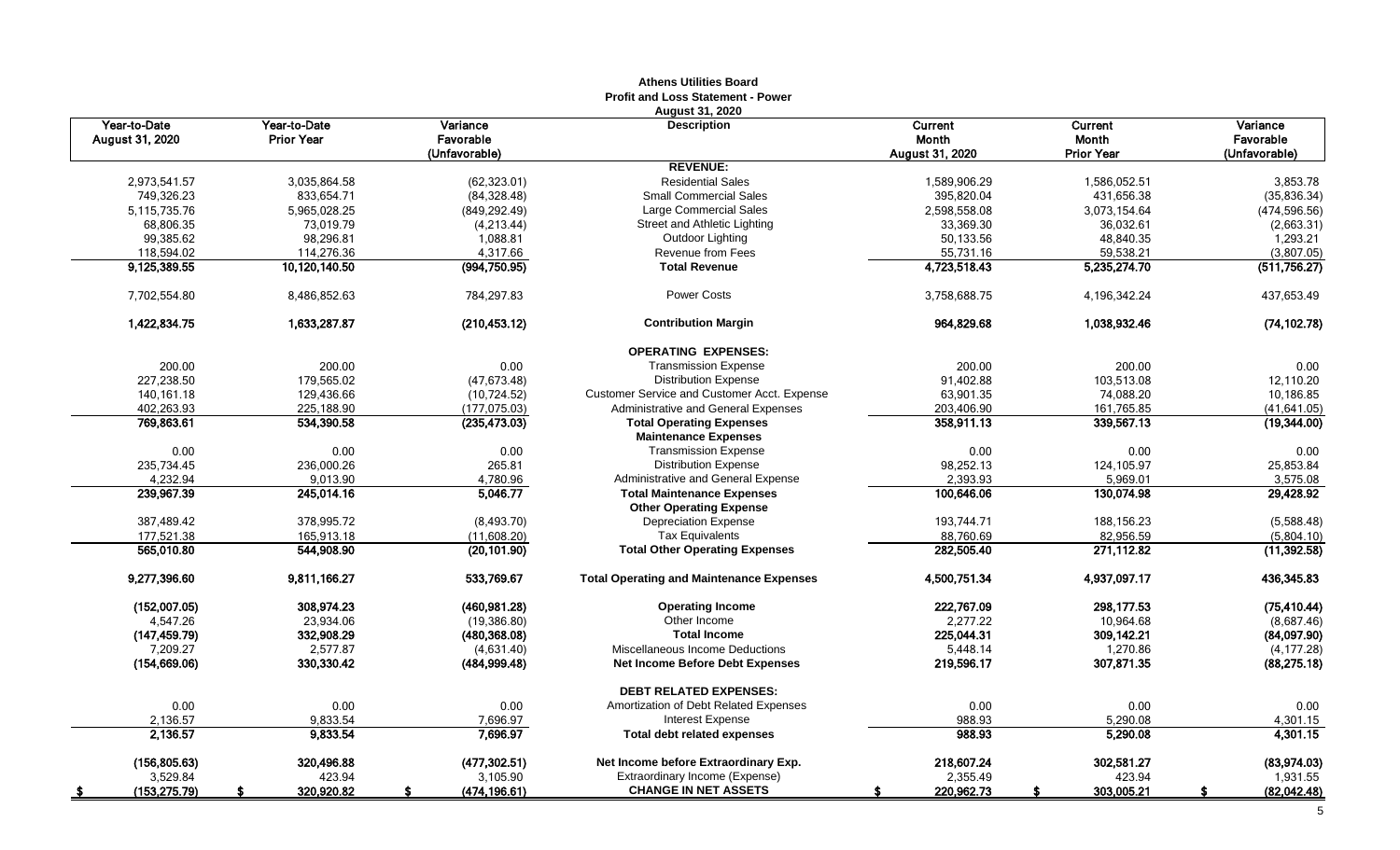**Athens Utilities Board**
**Profit and Loss Statement - Power**
**August 31, 2020**

| Year-to-Date August 31, 2020 | Year-to-Date Prior Year | Variance Favorable (Unfavorable) | Description | Current Month August 31, 2020 | Current Month Prior Year | Variance Favorable (Unfavorable) |
|---|---|---|---|---|---|---|
| | | | **REVENUE:** | | | |
| 2,973,541.57 | 3,035,864.58 | (62,323.01) | Residential Sales | 1,589,906.29 | 1,586,052.51 | 3,853.78 |
| 749,326.23 | 833,654.71 | (84,328.48) | Small Commercial Sales | 395,820.04 | 431,656.38 | (35,836.34) |
| 5,115,735.76 | 5,965,028.25 | (849,292.49) | Large Commercial Sales | 2,598,558.08 | 3,073,154.64 | (474,596.56) |
| 68,806.35 | 73,019.79 | (4,213.44) | Street and Athletic Lighting | 33,369.30 | 36,032.61 | (2,663.31) |
| 99,385.62 | 98,296.81 | 1,088.81 | Outdoor Lighting | 50,133.56 | 48,840.35 | 1,293.21 |
| 118,594.02 | 114,276.36 | 4,317.66 | Revenue from Fees | 55,731.16 | 59,538.21 | (3,807.05) |
| **9,125,389.55** | **10,120,140.50** | **(994,750.95)** | **Total Revenue** | **4,723,518.43** | **5,235,274.70** | **(511,756.27)** |
| 7,702,554.80 | 8,486,852.63 | 784,297.83 | Power Costs | 3,758,688.75 | 4,196,342.24 | 437,653.49 |
| **1,422,834.75** | **1,633,287.87** | **(210,453.12)** | **Contribution Margin** | **964,829.68** | **1,038,932.46** | **(74,102.78)** |
| | | | **OPERATING EXPENSES:** | | | |
| 200.00 | 200.00 | 0.00 | Transmission Expense | 200.00 | 200.00 | 0.00 |
| 227,238.50 | 179,565.02 | (47,673.48) | Distribution Expense | 91,402.88 | 103,513.08 | 12,110.20 |
| 140,161.18 | 129,436.66 | (10,724.52) | Customer Service and Customer Acct. Expense | 63,901.35 | 74,088.20 | 10,186.85 |
| 402,263.93 | 225,188.90 | (177,075.03) | Administrative and General Expenses | 203,406.90 | 161,765.85 | (41,641.05) |
| **769,863.61** | **534,390.58** | **(235,473.03)** | **Total Operating Expenses** | **358,911.13** | **339,567.13** | **(19,344.00)** |
| | | | **Maintenance Expenses** | | | |
| 0.00 | 0.00 | 0.00 | Transmission Expense | 0.00 | 0.00 | 0.00 |
| 235,734.45 | 236,000.26 | 265.81 | Distribution Expense | 98,252.13 | 124,105.97 | 25,853.84 |
| 4,232.94 | 9,013.90 | 4,780.96 | Administrative and General Expense | 2,393.93 | 5,969.01 | 3,575.08 |
| **239,967.39** | **245,014.16** | **5,046.77** | **Total Maintenance Expenses** | **100,646.06** | **130,074.98** | **29,428.92** |
| | | | **Other Operating Expense** | | | |
| 387,489.42 | 378,995.72 | (8,493.70) | Depreciation Expense | 193,744.71 | 188,156.23 | (5,588.48) |
| 177,521.38 | 165,913.18 | (11,608.20) | Tax Equivalents | 88,760.69 | 82,956.59 | (5,804.10) |
| **565,010.80** | **544,908.90** | **(20,101.90)** | **Total Other Operating Expenses** | **282,505.40** | **271,112.82** | **(11,392.58)** |
| **9,277,396.60** | **9,811,166.27** | **533,769.67** | **Total Operating and Maintenance Expenses** | **4,500,751.34** | **4,937,097.17** | **436,345.83** |
| **(152,007.05)** | **308,974.23** | **(460,981.28)** | **Operating Income** | **222,767.09** | **298,177.53** | **(75,410.44)** |
| 4,547.26 | 23,934.06 | (19,386.80) | Other Income | 2,277.22 | 10,964.68 | (8,687.46) |
| **(147,459.79)** | **332,908.29** | **(480,368.08)** | **Total Income** | **225,044.31** | **309,142.21** | **(84,097.90)** |
| 7,209.27 | 2,577.87 | (4,631.40) | Miscellaneous Income Deductions | 5,448.14 | 1,270.86 | (4,177.28) |
| **(154,669.06)** | **330,330.42** | **(484,999.48)** | **Net Income Before Debt Expenses** | **219,596.17** | **307,871.35** | **(88,275.18)** |
| | | | **DEBT RELATED EXPENSES:** | | | |
| 0.00 | 0.00 | 0.00 | Amortization of Debt Related Expenses | 0.00 | 0.00 | 0.00 |
| 2,136.57 | 9,833.54 | 7,696.97 | Interest Expense | 988.93 | 5,290.08 | 4,301.15 |
| **2,136.57** | **9,833.54** | **7,696.97** | **Total debt related expenses** | **988.93** | **5,290.08** | **4,301.15** |
| **(156,805.63)** | **320,496.88** | **(477,302.51)** | **Net Income before Extraordinary Exp.** | **218,607.24** | **302,581.27** | **(83,974.03)** |
| 3,529.84 | 423.94 | 3,105.90 | Extraordinary Income (Expense) | 2,355.49 | 423.94 | 1,931.55 |
| **$ (153,275.79)** | **$ 320,920.82** | **$ (474,196.61)** | **CHANGE IN NET ASSETS** | **$ 220,962.73** | **$ 303,005.21** | **$ (82,042.48)** |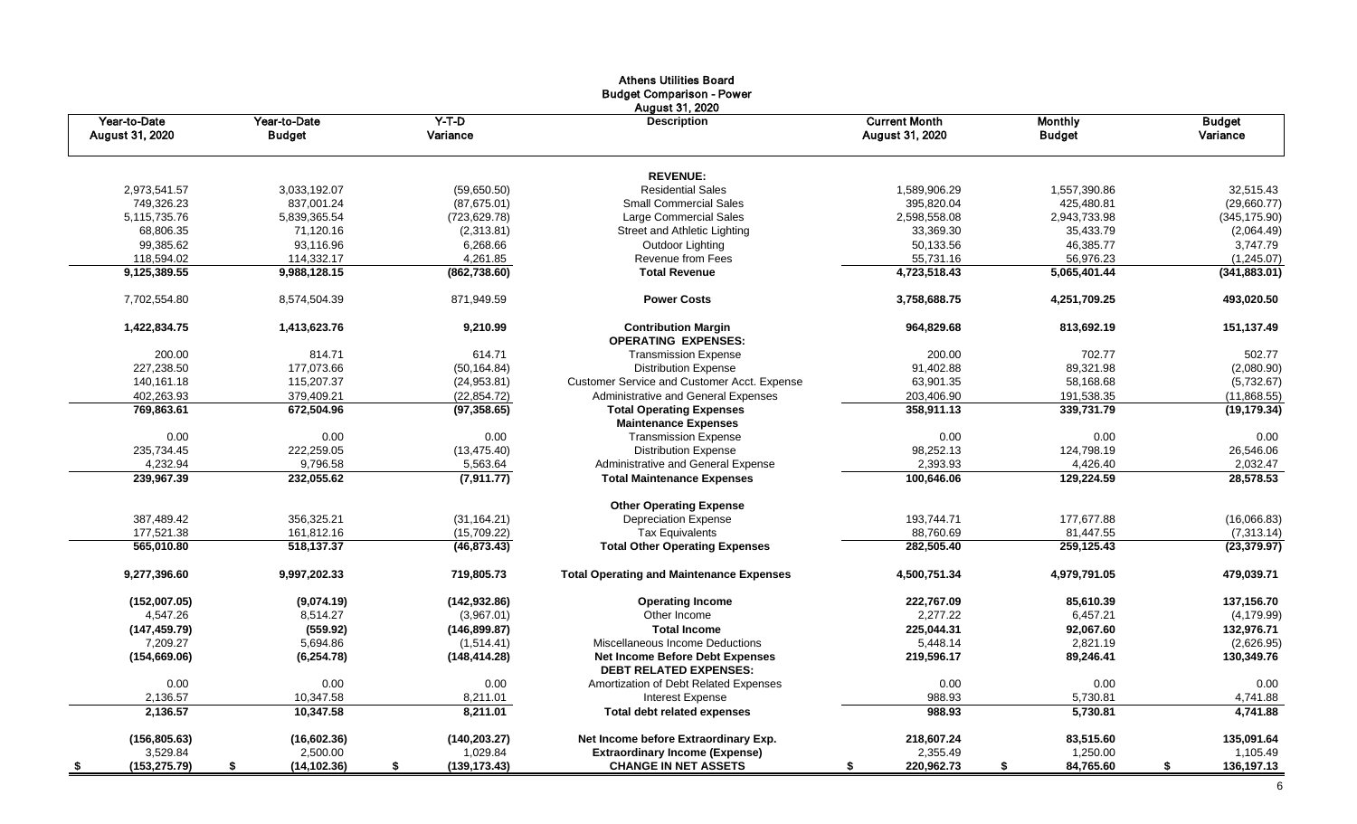**Athens Utilities Board**
**Budget Comparison - Power**
**August 31, 2020**

| Year-to-Date August 31, 2020 | Year-to-Date Budget | Y-T-D Variance | Description | Current Month August 31, 2020 | Monthly Budget | Budget Variance |
|---|---|---|---|---|---|---|
| | | | **REVENUE:** | | | |
| 2,973,541.57 | 3,033,192.07 | (59,650.50) | Residential Sales | 1,589,906.29 | 1,557,390.86 | 32,515.43 |
| 749,326.23 | 837,001.24 | (87,675.01) | Small Commercial Sales | 395,820.04 | 425,480.81 | (29,660.77) |
| 5,115,735.76 | 5,839,365.54 | (723,629.78) | Large Commercial Sales | 2,598,558.08 | 2,943,733.98 | (345,175.90) |
| 68,806.35 | 71,120.16 | (2,313.81) | Street and Athletic Lighting | 33,369.30 | 35,433.79 | (2,064.49) |
| 99,385.62 | 93,116.96 | 6,268.66 | Outdoor Lighting | 50,133.56 | 46,385.77 | 3,747.79 |
| 118,594.02 | 114,332.17 | 4,261.85 | Revenue from Fees | 55,731.16 | 56,976.23 | (1,245.07) |
| **9,125,389.55** | **9,988,128.15** | **(862,738.60)** | **Total Revenue** | **4,723,518.43** | **5,065,401.44** | **(341,883.01)** |
| 7,702,554.80 | 8,574,504.39 | 871,949.59 | **Power Costs** | 3,758,688.75 | 4,251,709.25 | 493,020.50 |
| **1,422,834.75** | **1,413,623.76** | **9,210.99** | **Contribution Margin** | **964,829.68** | **813,692.19** | **151,137.49** |
| | | | **OPERATING EXPENSES:** | | | |
| 200.00 | 814.71 | 614.71 | Transmission Expense | 200.00 | 702.77 | 502.77 |
| 227,238.50 | 177,073.66 | (50,164.84) | Distribution Expense | 91,402.88 | 89,321.98 | (2,080.90) |
| 140,161.18 | 115,207.37 | (24,953.81) | Customer Service and Customer Acct. Expense | 63,901.35 | 58,168.68 | (5,732.67) |
| 402,263.93 | 379,409.21 | (22,854.72) | Administrative and General Expenses | 203,406.90 | 191,538.35 | (11,868.55) |
| **769,863.61** | **672,504.96** | **(97,358.65)** | **Total Operating Expenses** | **358,911.13** | **339,731.79** | **(19,179.34)** |
| | | | **Maintenance Expenses** | | | |
| 0.00 | 0.00 | 0.00 | Transmission Expense | 0.00 | 0.00 | 0.00 |
| 235,734.45 | 222,259.05 | (13,475.40) | Distribution Expense | 98,252.13 | 124,798.19 | 26,546.06 |
| 4,232.94 | 9,796.58 | 5,563.64 | Administrative and General Expense | 2,393.93 | 4,426.40 | 2,032.47 |
| **239,967.39** | **232,055.62** | **(7,911.77)** | **Total Maintenance Expenses** | **100,646.06** | **129,224.59** | **28,578.53** |
| | | | **Other Operating Expense** | | | |
| 387,489.42 | 356,325.21 | (31,164.21) | Depreciation Expense | 193,744.71 | 177,677.88 | (16,066.83) |
| 177,521.38 | 161,812.16 | (15,709.22) | Tax Equivalents | 88,760.69 | 81,447.55 | (7,313.14) |
| **565,010.80** | **518,137.37** | **(46,873.43)** | **Total Other Operating Expenses** | **282,505.40** | **259,125.43** | **(23,379.97)** |
| **9,277,396.60** | **9,997,202.33** | **719,805.73** | **Total Operating and Maintenance Expenses** | **4,500,751.34** | **4,979,791.05** | **479,039.71** |
| **(152,007.05)** | **(9,074.19)** | **(142,932.86)** | **Operating Income** | **222,767.09** | **85,610.39** | **137,156.70** |
| 4,547.26 | 8,514.27 | (3,967.01) | Other Income | 2,277.22 | 6,457.21 | (4,179.99) |
| **(147,459.79)** | **(559.92)** | **(146,899.87)** | **Total Income** | **225,044.31** | **92,067.60** | **132,976.71** |
| 7,209.27 | 5,694.86 | (1,514.41) | Miscellaneous Income Deductions | 5,448.14 | 2,821.19 | (2,626.95) |
| **(154,669.06)** | **(6,254.78)** | **(148,414.28)** | **Net Income Before Debt Expenses** | **219,596.17** | **89,246.41** | **130,349.76** |
| | | | **DEBT RELATED EXPENSES:** | | | |
| 0.00 | 0.00 | 0.00 | Amortization of Debt Related Expenses | 0.00 | 0.00 | 0.00 |
| 2,136.57 | 10,347.58 | 8,211.01 | Interest Expense | 988.93 | 5,730.81 | 4,741.88 |
| **2,136.57** | **10,347.58** | **8,211.01** | **Total debt related expenses** | **988.93** | **5,730.81** | **4,741.88** |
| **(156,805.63)** | **(16,602.36)** | **(140,203.27)** | **Net Income before Extraordinary Exp.** | **218,607.24** | **83,515.60** | **135,091.64** |
| 3,529.84 | 2,500.00 | 1,029.84 | **Extraordinary Income (Expense)** | 2,355.49 | 1,250.00 | 1,105.49 |
| **$ (153,275.79)** | **$ (14,102.36)** | **$ (139,173.43)** | **CHANGE IN NET ASSETS** | **$ 220,962.73** | **$ 84,765.60** | **$ 136,197.13** |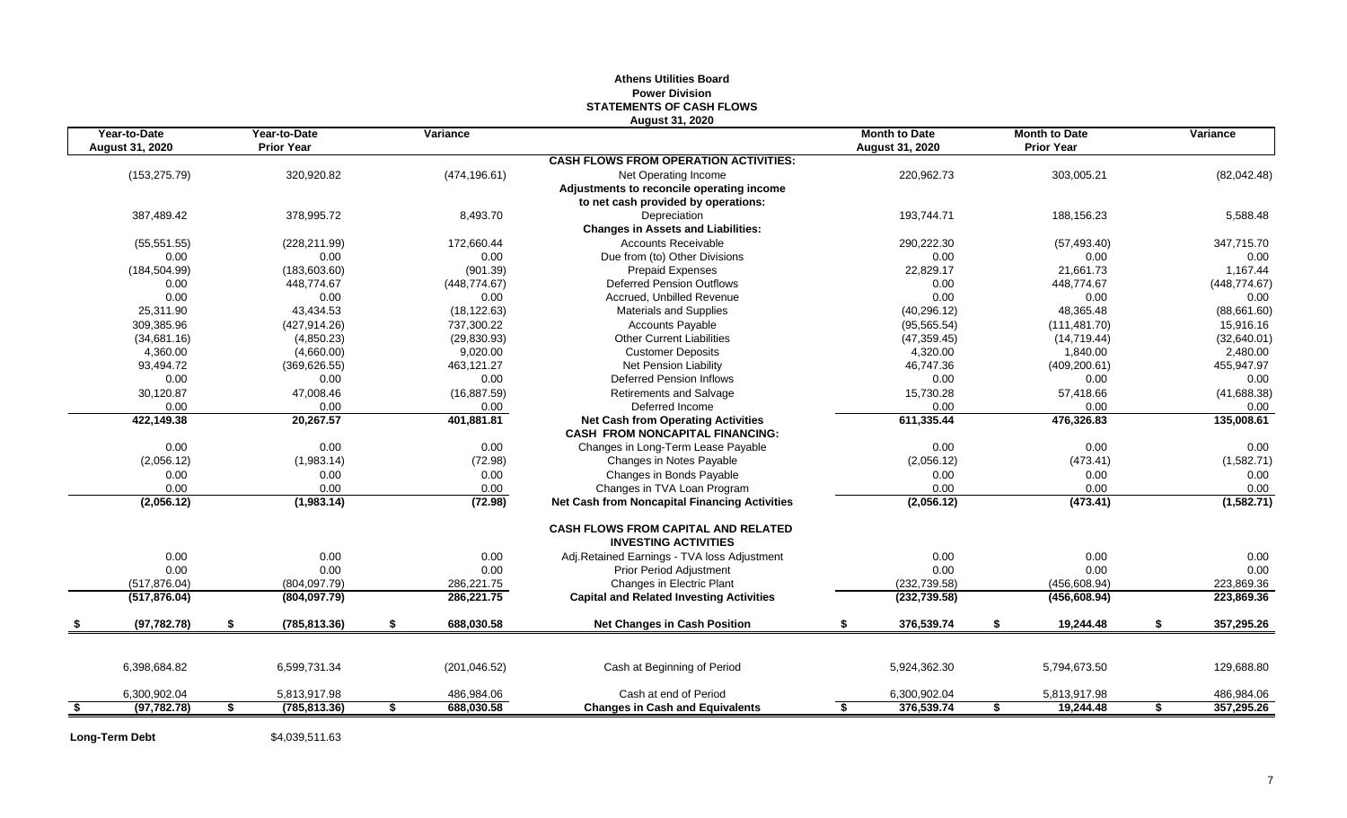# Athens Utilities Board
## Power Division
## STATEMENTS OF CASH FLOWS
### August 31, 2020

| Year-to-Date August 31, 2020 | Year-to-Date Prior Year | Variance | | Month to Date August 31, 2020 | Month to Date Prior Year | Variance |
|---|---|---|---|---|---|---|
| | | | **CASH FLOWS FROM OPERATION ACTIVITIES:** | | | |
| (153,275.79) | 320,920.82 | (474,196.61) | Net Operating Income | 220,962.73 | 303,005.21 | (82,042.48) |
| | | | **Adjustments to reconcile operating income to net cash provided by operations:** | | | |
| 387,489.42 | 378,995.72 | 8,493.70 | Depreciation | 193,744.71 | 188,156.23 | 5,588.48 |
| | | | **Changes in Assets and Liabilities:** | | | |
| (55,551.55) | (228,211.99) | 172,660.44 | Accounts Receivable | 290,222.30 | (57,493.40) | 347,715.70 |
| 0.00 | 0.00 | 0.00 | Due from (to) Other Divisions | 0.00 | 0.00 | 0.00 |
| (184,504.99) | (183,603.60) | (901.39) | Prepaid Expenses | 22,829.17 | 21,661.73 | 1,167.44 |
| 0.00 | 448,774.67 | (448,774.67) | Deferred Pension Outflows | 0.00 | 448,774.67 | (448,774.67) |
| 0.00 | 0.00 | 0.00 | Accrued, Unbilled Revenue | 0.00 | 0.00 | 0.00 |
| 25,311.90 | 43,434.53 | (18,122.63) | Materials and Supplies | (40,296.12) | 48,365.48 | (88,661.60) |
| 309,385.96 | (427,914.26) | 737,300.22 | Accounts Payable | (95,565.54) | (111,481.70) | 15,916.16 |
| (34,681.16) | (4,850.23) | (29,830.93) | Other Current Liabilities | (47,359.45) | (14,719.44) | (32,640.01) |
| 4,360.00 | (4,660.00) | 9,020.00 | Customer Deposits | 4,320.00 | 1,840.00 | 2,480.00 |
| 93,494.72 | (369,626.55) | 463,121.27 | Net Pension Liability | 46,747.36 | (409,200.61) | 455,947.97 |
| 0.00 | 0.00 | 0.00 | Deferred Pension Inflows | 0.00 | 0.00 | 0.00 |
| 30,120.87 | 47,008.46 | (16,887.59) | Retirements and Salvage | 15,730.28 | 57,418.66 | (41,688.38) |
| 0.00 | 0.00 | 0.00 | Deferred Income | 0.00 | 0.00 | 0.00 |
| **422,149.38** | **20,267.57** | **401,881.81** | **Net Cash from Operating Activities** | **611,335.44** | **476,326.83** | **135,008.61** |
| | | | **CASH FROM NONCAPITAL FINANCING:** | | | |
| 0.00 | 0.00 | 0.00 | Changes in Long-Term Lease Payable | 0.00 | 0.00 | 0.00 |
| (2,056.12) | (1,983.14) | (72.98) | Changes in Notes Payable | (2,056.12) | (473.41) | (1,582.71) |
| 0.00 | 0.00 | 0.00 | Changes in Bonds Payable | 0.00 | 0.00 | 0.00 |
| 0.00 | 0.00 | 0.00 | Changes in TVA Loan Program | 0.00 | 0.00 | 0.00 |
| **(2,056.12)** | **(1,983.14)** | **(72.98)** | **Net Cash from Noncapital Financing Activities** | **(2,056.12)** | **(473.41)** | **(1,582.71)** |
| | | | **CASH FLOWS FROM CAPITAL AND RELATED INVESTING ACTIVITIES** | | | |
| 0.00 | 0.00 | 0.00 | Adj.Retained Earnings - TVA loss Adjustment | 0.00 | 0.00 | 0.00 |
| 0.00 | 0.00 | 0.00 | Prior Period Adjustment | 0.00 | 0.00 | 0.00 |
| (517,876.04) | (804,097.79) | 286,221.75 | Changes in Electric Plant | (232,739.58) | (456,608.94) | 223,869.36 |
| **(517,876.04)** | **(804,097.79)** | **286,221.75** | **Capital and Related Investing Activities** | **(232,739.58)** | **(456,608.94)** | **223,869.36** |
| **$ (97,782.78)** | **$ (785,813.36)** | **$ 688,030.58** | **Net Changes in Cash Position** | **$ 376,539.74** | **$ 19,244.48** | **$ 357,295.26** |
| 6,398,684.82 | 6,599,731.34 | (201,046.52) | Cash at Beginning of Period | 5,924,362.30 | 5,794,673.50 | 129,688.80 |
| 6,300,902.04 | 5,813,917.98 | 486,984.06 | Cash at end of Period | 6,300,902.04 | 5,813,917.98 | 486,984.06 |
| **$ (97,782.78)** | **$ (785,813.36)** | **$ 688,030.58** | **Changes in Cash and Equivalents** | **$ 376,539.74** | **$ 19,244.48** | **$ 357,295.26** |

**Long-Term Debt** $4,039,511.63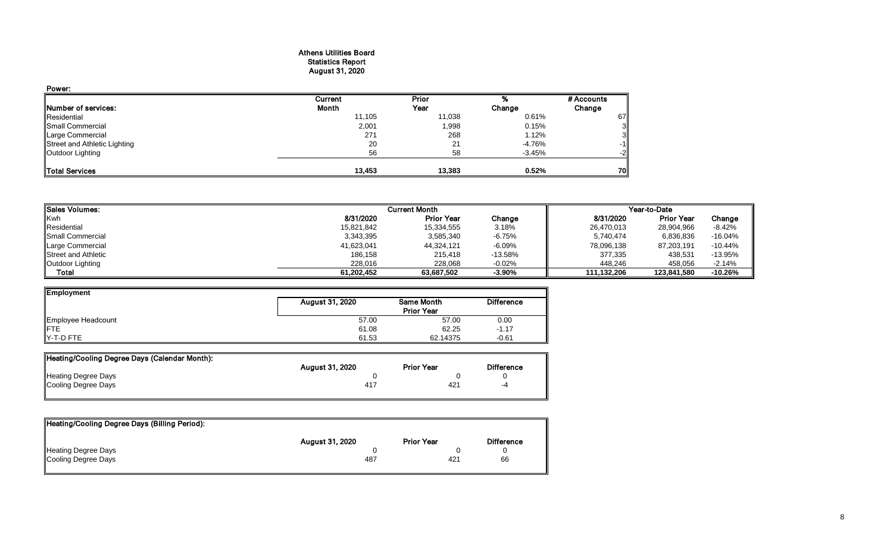# Athens Utilities Board
## Statistics Report
## August 31, 2020

**Power:**

| Number of services: | Current Month | Prior Year | % Change | # Accounts Change |
|---|---|---|---|---|
| Residential | 11,105 | 11,038 | 0.61% | 67 |
| Small Commercial | 2,001 | 1,998 | 0.15% | 3 |
| Large Commercial | 271 | 268 | 1.12% | 3 |
| Street and Athletic Lighting | 20 | 21 | -4.76% | -1 |
| Outdoor Lighting | 56 | 58 | -3.45% | -2 |
| **Total Services** | **13,453** | **13,383** | **0.52%** | **70** |

| Sales Volumes: | Current Month | | | Year-to-Date | | |
|---|---|---|---|---|---|---|
| Kwh | 8/31/2020 | Prior Year | Change | 8/31/2020 | Prior Year | Change |
| Residential | 15,821,842 | 15,334,555 | 3.18% | 26,470,013 | 28,904,966 | -8.42% |
| Small Commercial | 3,343,395 | 3,585,340 | -6.75% | 5,740,474 | 6,836,836 | -16.04% |
| Large Commercial | 41,623,041 | 44,324,121 | -6.09% | 78,096,138 | 87,203,191 | -10.44% |
| Street and Athletic | 186,158 | 215,418 | -13.58% | 377,335 | 438,531 | -13.95% |
| Outdoor Lighting | 228,016 | 228,068 | -0.02% | 448,246 | 458,056 | -2.14% |
| **Total** | **61,202,452** | **63,687,502** | **-3.90%** | **111,132,206** | **123,841,580** | **-10.26%** |

| Employment | August 31, 2020 | Same Month Prior Year | Difference |
|---|---|---|---|
| Employee Headcount | 57.00 | 57.00 | 0.00 |
| FTE | 61.08 | 62.25 | -1.17 |
| Y-T-D FTE | 61.53 | 62.14375 | -0.61 |

| Heating/Cooling Degree Days (Calendar Month): | August 31, 2020 | Prior Year | Difference |
|---|---|---|---|
| Heating Degree Days | 0 | 0 | 0 |
| Cooling Degree Days | 417 | 421 | -4 |

| Heating/Cooling Degree Days (Billing Period): | August 31, 2020 | Prior Year | Difference |
|---|---|---|---|
| Heating Degree Days | 0 | 0 | 0 |
| Cooling Degree Days | 487 | 421 | 66 |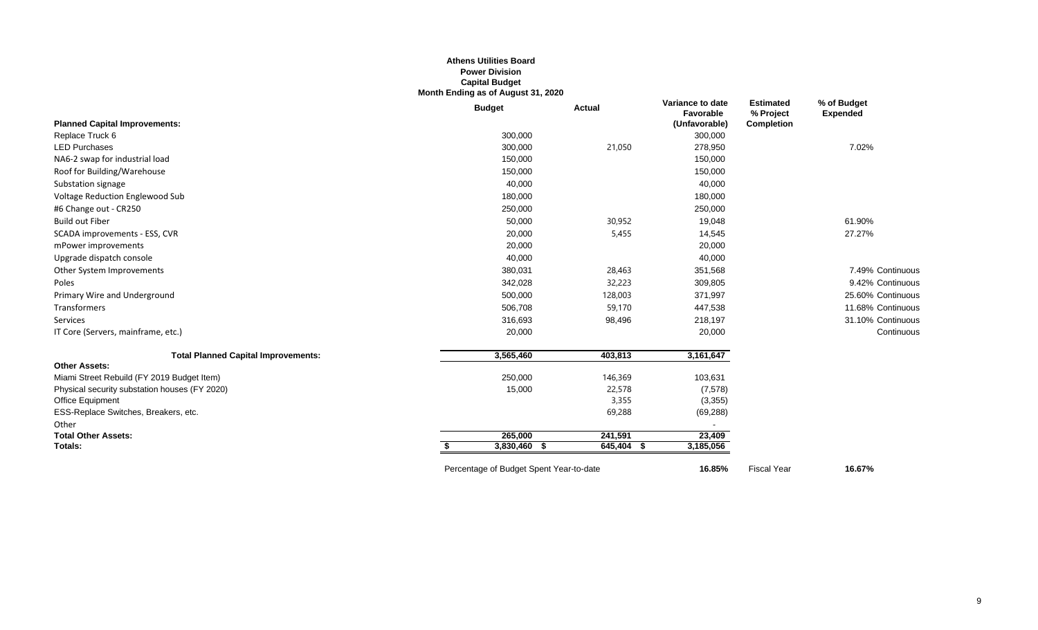**Athens Utilities Board**
**Power Division**
**Capital Budget**
**Month Ending as of August 31, 2020**

| | Budget | Actual | Variance to date Favorable (Unfavorable) | Estimated % Project Completion | % of Budget Expended |
|---|---|---|---|---|---|
| **Planned Capital Improvements:** | | | | | |
| Replace Truck 6 | 300,000 | | 300,000 | | |
| LED Purchases | 300,000 | 21,050 | 278,950 | | 7.02% |
| NA6-2 swap for industrial load | 150,000 | | 150,000 | | |
| Roof for Building/Warehouse | 150,000 | | 150,000 | | |
| Substation signage | 40,000 | | 40,000 | | |
| Voltage Reduction Englewood Sub | 180,000 | | 180,000 | | |
| #6 Change out - CR250 | 250,000 | | 250,000 | | |
| Build out Fiber | 50,000 | 30,952 | 19,048 | | 61.90% |
| SCADA improvements - ESS, CVR | 20,000 | 5,455 | 14,545 | | 27.27% |
| mPower improvements | 20,000 | | 20,000 | | |
| Upgrade dispatch console | 40,000 | | 40,000 | | |
| Other System Improvements | 380,031 | 28,463 | 351,568 | | 7.49% Continuous |
| Poles | 342,028 | 32,223 | 309,805 | | 9.42% Continuous |
| Primary Wire and Underground | 500,000 | 128,003 | 371,997 | | 25.60% Continuous |
| Transformers | 506,708 | 59,170 | 447,538 | | 11.68% Continuous |
| Services | 316,693 | 98,496 | 218,197 | | 31.10% Continuous |
| IT Core (Servers, mainframe, etc.) | 20,000 | | 20,000 | | Continuous |
| **Total Planned Capital Improvements:** | 3,565,460 | 403,813 | 3,161,647 | | |
| **Other Assets:** | | | | | |
| Miami Street Rebuild (FY 2019 Budget Item) | 250,000 | 146,369 | 103,631 | | |
| Physical security substation houses (FY 2020) | 15,000 | 22,578 | (7,578) | | |
| Office Equipment | | 3,355 | (3,355) | | |
| ESS-Replace Switches, Breakers, etc. | | 69,288 | (69,288) | | |
| Other | | | - | | |
| **Total Other Assets:** | 265,000 | 241,591 | 23,409 | | |
| **Totals:** | $ 3,830,460 | $ 645,404 | $ 3,185,056 | | |

Percentage of Budget Spent Year-to-date **16.85%** Fiscal Year **16.67%**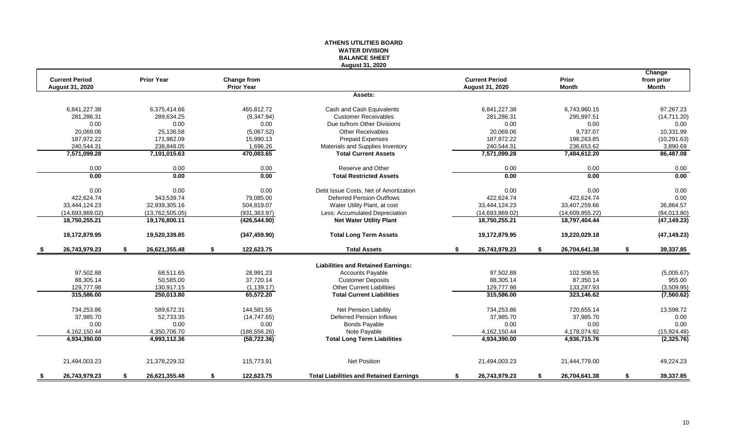# ATHENS UTILITIES BOARD
## WATER DIVISION
## BALANCE SHEET
### August 31, 2020

| Current Period August 31, 2020 | Prior Year | Change from Prior Year | | Current Period August 31, 2020 | Prior Month | Change from prior Month |
|---|---|---|---|---|---|---|
| | | | **Assets:** | | | |
| 6,841,227.38 | 6,375,414.66 | 465,812.72 | Cash and Cash Equivalents | 6,841,227.38 | 6,743,960.15 | 97,267.23 |
| 281,286.31 | 289,634.25 | (8,347.94) | Customer Receivables | 281,286.31 | 295,997.51 | (14,711.20) |
| 0.00 | 0.00 | 0.00 | Due to/from Other Divisions | 0.00 | 0.00 | 0.00 |
| 20,069.06 | 25,136.58 | (5,067.52) | Other Receivables | 20,069.06 | 9,737.07 | 10,331.99 |
| 187,972.22 | 171,982.09 | 15,990.13 | Prepaid Expenses | 187,972.22 | 198,263.85 | (10,291.63) |
| 240,544.31 | 238,848.05 | 1,696.26 | Materials and Supplies Inventory | 240,544.31 | 236,653.62 | 3,890.69 |
| **7,571,099.28** | **7,101,015.63** | **470,083.65** | **Total Current Assets** | **7,571,099.28** | **7,484,612.20** | **86,487.08** |
| 0.00 | 0.00 | 0.00 | Reserve and Other | 0.00 | 0.00 | 0.00 |
| **0.00** | **0.00** | **0.00** | **Total Restricted Assets** | **0.00** | **0.00** | **0.00** |
| 0.00 | 0.00 | 0.00 | Debt Issue Costs, Net of Amortization | 0.00 | 0.00 | 0.00 |
| 422,624.74 | 343,539.74 | 79,085.00 | Deferred Pension Outflows | 422,624.74 | 422,624.74 | 0.00 |
| 33,444,124.23 | 32,939,305.16 | 504,819.07 | Water Utility Plant, at cost | 33,444,124.23 | 33,407,259.66 | 36,864.57 |
| (14,693,869.02) | (13,762,505.05) | (931,363.97) | Less: Accumulated Depreciation | (14,693,869.02) | (14,609,855.22) | (84,013.80) |
| **18,750,255.21** | **19,176,800.11** | **(426,544.90)** | **Net Water Utility Plant** | **18,750,255.21** | **18,797,404.44** | **(47,149.23)** |
| **19,172,879.95** | **19,520,339.85** | **(347,459.90)** | **Total Long Term Assets** | **19,172,879.95** | **19,220,029.18** | **(47,149.23)** |
| **$ 26,743,979.23** | **$ 26,621,355.48** | **$ 122,623.75** | **Total Assets** | **$ 26,743,979.23** | **$ 26,704,641.38** | **$ 39,337.85** |
| | | | **Liabilities and Retained Earnings:** | | | |
| 97,502.88 | 68,511.65 | 28,991.23 | Accounts Payable | 97,502.88 | 102,508.55 | (5,005.67) |
| 88,305.14 | 50,585.00 | 37,720.14 | Customer Deposits | 88,305.14 | 87,350.14 | 955.00 |
| 129,777.98 | 130,917.15 | (1,139.17) | Other Current Liabilities | 129,777.98 | 133,287.93 | (3,509.95) |
| **315,586.00** | **250,013.80** | **65,572.20** | **Total Current Liabilities** | **315,586.00** | **323,146.62** | **(7,560.62)** |
| 734,253.86 | 589,672.31 | 144,581.55 | Net Pension Liability | 734,253.86 | 720,655.14 | 13,598.72 |
| 37,985.70 | 52,733.35 | (14,747.65) | Deferred Pension Inflows | 37,985.70 | 37,985.70 | 0.00 |
| 0.00 | 0.00 | 0.00 | Bonds Payable | 0.00 | 0.00 | 0.00 |
| 4,162,150.44 | 4,350,706.70 | (188,556.26) | Note Payable | 4,162,150.44 | 4,178,074.92 | (15,924.48) |
| **4,934,390.00** | **4,993,112.36** | **(58,722.36)** | **Total Long Term Liabilities** | **4,934,390.00** | **4,936,715.76** | **(2,325.76)** |
| 21,494,003.23 | 21,378,229.32 | 115,773.91 | Net Position | 21,494,003.23 | 21,444,779.00 | 49,224.23 |
| **$ 26,743,979.23** | **$ 26,621,355.48** | **$ 122,623.75** | **Total Liabilities and Retained Earnings** | **$ 26,743,979.23** | **$ 26,704,641.38** | **$ 39,337.85** |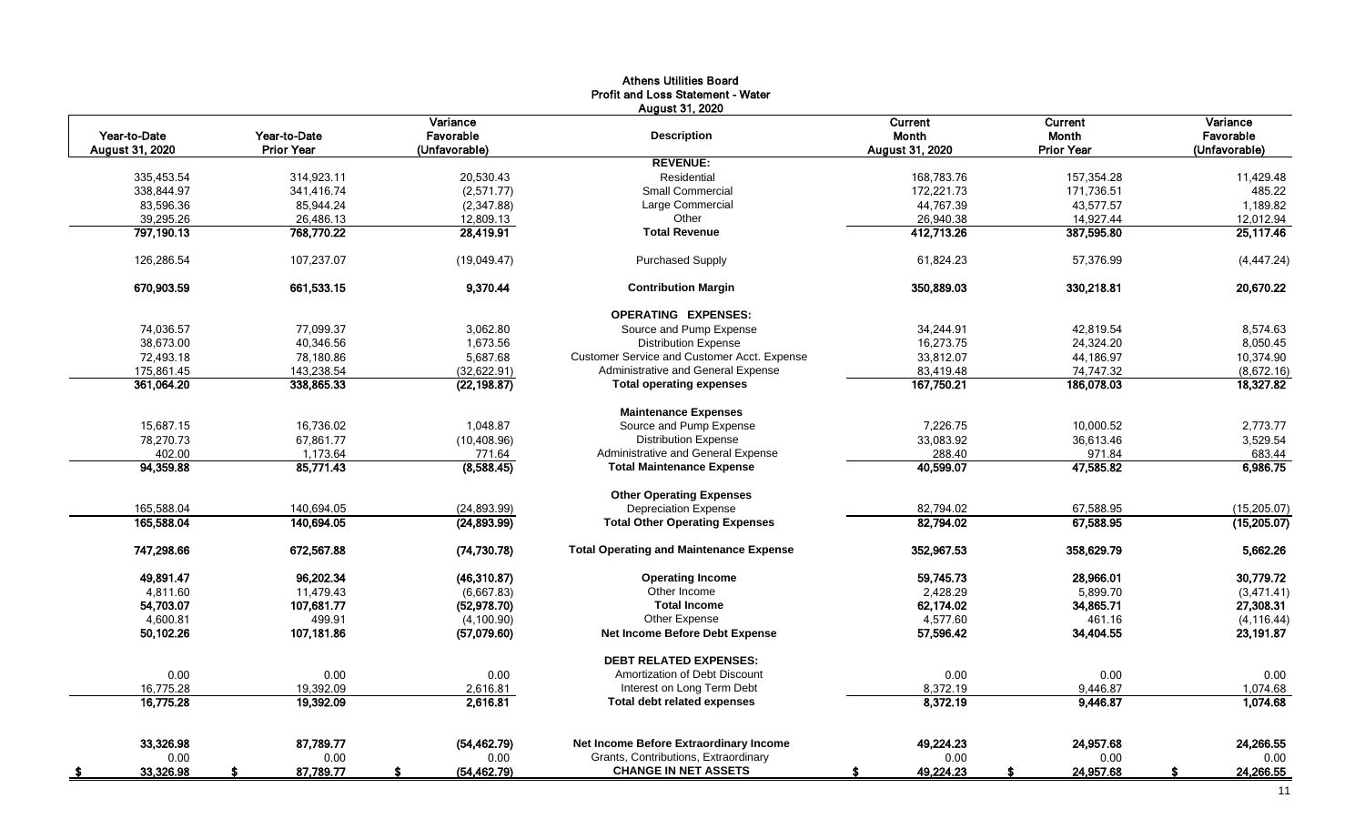# Athens Utilities Board
## Profit and Loss Statement - Water
### August 31, 2020

| Year-to-Date August 31, 2020 | Year-to-Date Prior Year | Variance Favorable (Unfavorable) | Description | Current Month August 31, 2020 | Current Month Prior Year | Variance Favorable (Unfavorable) |
|---|---|---|---|---|---|---|
| | | | **REVENUE:** | | | |
| 335,453.54 | 314,923.11 | 20,530.43 | Residential | 168,783.76 | 157,354.28 | 11,429.48 |
| 338,844.97 | 341,416.74 | (2,571.77) | Small Commercial | 172,221.73 | 171,736.51 | 485.22 |
| 83,596.36 | 85,944.24 | (2,347.88) | Large Commercial | 44,767.39 | 43,577.57 | 1,189.82 |
| 39,295.26 | 26,486.13 | 12,809.13 | Other | 26,940.38 | 14,927.44 | 12,012.94 |
| **797,190.13** | **768,770.22** | **28,419.91** | **Total Revenue** | **412,713.26** | **387,595.80** | **25,117.46** |
| 126,286.54 | 107,237.07 | (19,049.47) | Purchased Supply | 61,824.23 | 57,376.99 | (4,447.24) |
| **670,903.59** | **661,533.15** | **9,370.44** | **Contribution Margin** | **350,889.03** | **330,218.81** | **20,670.22** |
| | | | **OPERATING EXPENSES:** | | | |
| 74,036.57 | 77,099.37 | 3,062.80 | Source and Pump Expense | 34,244.91 | 42,819.54 | 8,574.63 |
| 38,673.00 | 40,346.56 | 1,673.56 | Distribution Expense | 16,273.75 | 24,324.20 | 8,050.45 |
| 72,493.18 | 78,180.86 | 5,687.68 | Customer Service and Customer Acct. Expense | 33,812.07 | 44,186.97 | 10,374.90 |
| 175,861.45 | 143,238.54 | (32,622.91) | Administrative and General Expense | 83,419.48 | 74,747.32 | (8,672.16) |
| **361,064.20** | **338,865.33** | **(22,198.87)** | **Total operating expenses** | **167,750.21** | **186,078.03** | **18,327.82** |
| | | | **Maintenance Expenses** | | | |
| 15,687.15 | 16,736.02 | 1,048.87 | Source and Pump Expense | 7,226.75 | 10,000.52 | 2,773.77 |
| 78,270.73 | 67,861.77 | (10,408.96) | Distribution Expense | 33,083.92 | 36,613.46 | 3,529.54 |
| 402.00 | 1,173.64 | 771.64 | Administrative and General Expense | 288.40 | 971.84 | 683.44 |
| **94,359.88** | **85,771.43** | **(8,588.45)** | **Total Maintenance Expense** | **40,599.07** | **47,585.82** | **6,986.75** |
| | | | **Other Operating Expenses** | | | |
| 165,588.04 | 140,694.05 | (24,893.99) | Depreciation Expense | 82,794.02 | 67,588.95 | (15,205.07) |
| **165,588.04** | **140,694.05** | **(24,893.99)** | **Total Other Operating Expenses** | **82,794.02** | **67,588.95** | **(15,205.07)** |
| **747,298.66** | **672,567.88** | **(74,730.78)** | **Total Operating and Maintenance Expense** | **352,967.53** | **358,629.79** | **5,662.26** |
| **49,891.47** | **96,202.34** | **(46,310.87)** | **Operating Income** | **59,745.73** | **28,966.01** | **30,779.72** |
| 4,811.60 | 11,479.43 | (6,667.83) | Other Income | 2,428.29 | 5,899.70 | (3,471.41) |
| **54,703.07** | **107,681.77** | **(52,978.70)** | **Total Income** | **62,174.02** | **34,865.71** | **27,308.31** |
| 4,600.81 | 499.91 | (4,100.90) | Other Expense | 4,577.60 | 461.16 | (4,116.44) |
| **50,102.26** | **107,181.86** | **(57,079.60)** | **Net Income Before Debt Expense** | **57,596.42** | **34,404.55** | **23,191.87** |
| | | | **DEBT RELATED EXPENSES:** | | | |
| 0.00 | 0.00 | 0.00 | Amortization of Debt Discount | 0.00 | 0.00 | 0.00 |
| 16,775.28 | 19,392.09 | 2,616.81 | Interest on Long Term Debt | 8,372.19 | 9,446.87 | 1,074.68 |
| **16,775.28** | **19,392.09** | **2,616.81** | **Total debt related expenses** | **8,372.19** | **9,446.87** | **1,074.68** |
| **33,326.98** | **87,789.77** | **(54,462.79)** | **Net Income Before Extraordinary Income** | **49,224.23** | **24,957.68** | **24,266.55** |
| 0.00 | 0.00 | 0.00 | Grants, Contributions, Extraordinary | 0.00 | 0.00 | 0.00 |
| **$ 33,326.98** | **$ 87,789.77** | **$ (54,462.79)** | **CHANGE IN NET ASSETS** | **$ 49,224.23** | **$ 24,957.68** | **$ 24,266.55** |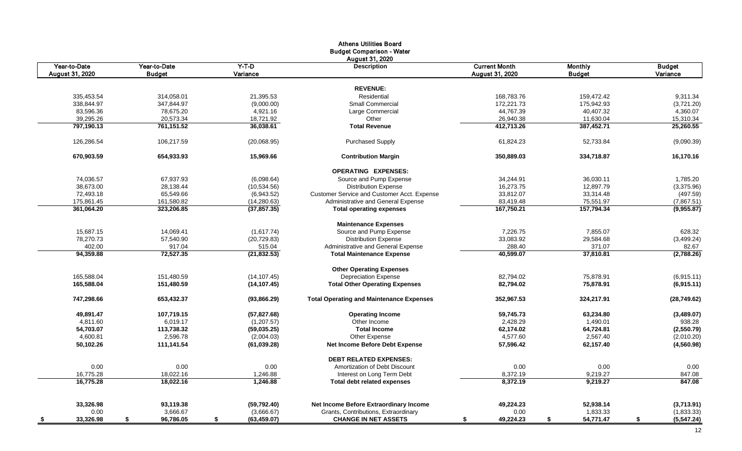# Athens Utilities Board

## Budget Comparison - Water

### August 31, 2020

| Year-to-Date August 31, 2020 | Year-to-Date Budget | Y-T-D Variance | Description | Current Month August 31, 2020 | Monthly Budget | Budget Variance |
|---|---|---|---|---|---|---|
| | | | **REVENUE:** | | | |
| 335,453.54 | 314,058.01 | 21,395.53 | Residential | 168,783.76 | 159,472.42 | 9,311.34 |
| 338,844.97 | 347,844.97 | (9,000.00) | Small Commercial | 172,221.73 | 175,942.93 | (3,721.20) |
| 83,596.36 | 78,675.20 | 4,921.16 | Large Commercial | 44,767.39 | 40,407.32 | 4,360.07 |
| 39,295.26 | 20,573.34 | 18,721.92 | Other | 26,940.38 | 11,630.04 | 15,310.34 |
| **797,190.13** | **761,151.52** | **36,038.61** | **Total Revenue** | **412,713.26** | **387,452.71** | **25,260.55** |
| 126,286.54 | 106,217.59 | (20,068.95) | Purchased Supply | 61,824.23 | 52,733.84 | (9,090.39) |
| **670,903.59** | **654,933.93** | **15,969.66** | **Contribution Margin** | **350,889.03** | **334,718.87** | **16,170.16** |
| | | | **OPERATING EXPENSES:** | | | |
| 74,036.57 | 67,937.93 | (6,098.64) | Source and Pump Expense | 34,244.91 | 36,030.11 | 1,785.20 |
| 38,673.00 | 28,138.44 | (10,534.56) | Distribution Expense | 16,273.75 | 12,897.79 | (3,375.96) |
| 72,493.18 | 65,549.66 | (6,943.52) | Customer Service and Customer Acct. Expense | 33,812.07 | 33,314.48 | (497.59) |
| 175,861.45 | 161,580.82 | (14,280.63) | Administrative and General Expense | 83,419.48 | 75,551.97 | (7,867.51) |
| **361,064.20** | **323,206.85** | **(37,857.35)** | **Total operating expenses** | **167,750.21** | **157,794.34** | **(9,955.87)** |
| | | | **Maintenance Expenses** | | | |
| 15,687.15 | 14,069.41 | (1,617.74) | Source and Pump Expense | 7,226.75 | 7,855.07 | 628.32 |
| 78,270.73 | 57,540.90 | (20,729.83) | Distribution Expense | 33,083.92 | 29,584.68 | (3,499.24) |
| 402.00 | 917.04 | 515.04 | Administrative and General Expense | 288.40 | 371.07 | 82.67 |
| **94,359.88** | **72,527.35** | **(21,832.53)** | **Total Maintenance Expense** | **40,599.07** | **37,810.81** | **(2,788.26)** |
| | | | **Other Operating Expenses** | | | |
| 165,588.04 | 151,480.59 | (14,107.45) | Depreciation Expense | 82,794.02 | 75,878.91 | (6,915.11) |
| **165,588.04** | **151,480.59** | **(14,107.45)** | **Total Other Operating Expenses** | **82,794.02** | **75,878.91** | **(6,915.11)** |
| **747,298.66** | **653,432.37** | **(93,866.29)** | **Total Operating and Maintenance Expenses** | **352,967.53** | **324,217.91** | **(28,749.62)** |
| **49,891.47** | **107,719.15** | **(57,827.68)** | **Operating Income** | **59,745.73** | **63,234.80** | **(3,489.07)** |
| 4,811.60 | 6,019.17 | (1,207.57) | Other Income | 2,428.29 | 1,490.01 | 938.28 |
| **54,703.07** | **113,738.32** | **(59,035.25)** | **Total Income** | **62,174.02** | **64,724.81** | **(2,550.79)** |
| 4,600.81 | 2,596.78 | (2,004.03) | Other Expense | 4,577.60 | 2,567.40 | (2,010.20) |
| **50,102.26** | **111,141.54** | **(61,039.28)** | **Net Income Before Debt Expense** | **57,596.42** | **62,157.40** | **(4,560.98)** |
| | | | **DEBT RELATED EXPENSES:** | | | |
| 0.00 | 0.00 | 0.00 | Amortization of Debt Discount | 0.00 | 0.00 | 0.00 |
| 16,775.28 | 18,022.16 | 1,246.88 | Interest on Long Term Debt | 8,372.19 | 9,219.27 | 847.08 |
| **16,775.28** | **18,022.16** | **1,246.88** | **Total debt related expenses** | **8,372.19** | **9,219.27** | **847.08** |
| **33,326.98** | **93,119.38** | **(59,792.40)** | **Net Income Before Extraordinary Income** | **49,224.23** | **52,938.14** | **(3,713.91)** |
| 0.00 | 3,666.67 | (3,666.67) | Grants, Contributions, Extraordinary | 0.00 | 1,833.33 | (1,833.33) |
| **$ 33,326.98** | **$ 96,786.05** | **$ (63,459.07)** | **CHANGE IN NET ASSETS** | **$ 49,224.23** | **$ 54,771.47** | **$ (5,547.24)** |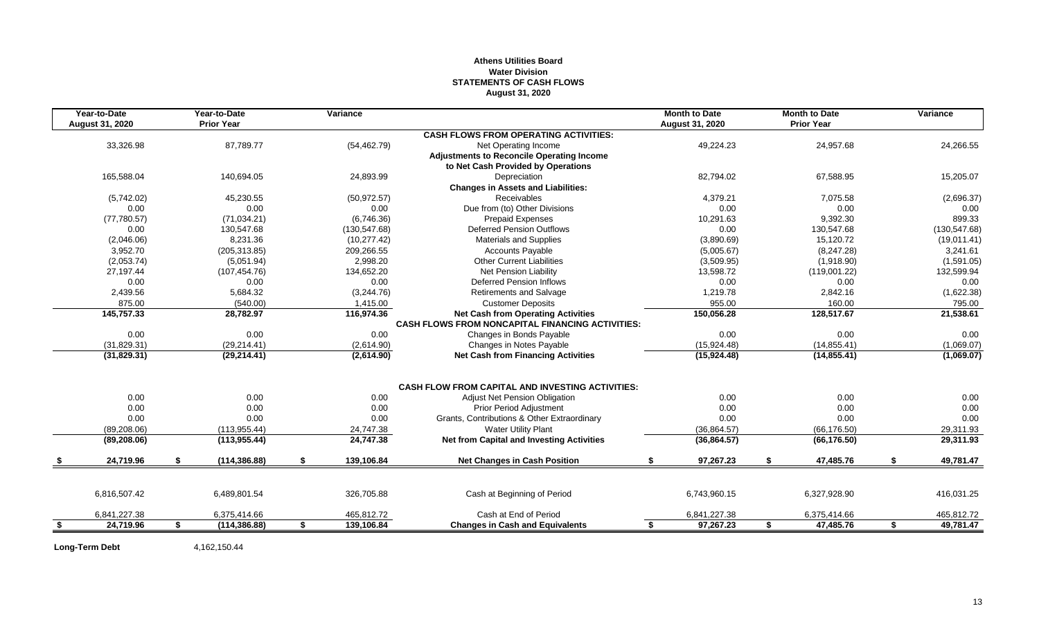**Athens Utilities Board**
**Water Division**
**STATEMENTS OF CASH FLOWS**
**August 31, 2020**

| Year-to-Date August 31, 2020 | Year-to-Date Prior Year | Variance | | Month to Date August 31, 2020 | Month to Date Prior Year | Variance |
|---|---|---|---|---|---|---|
| | | | **CASH FLOWS FROM OPERATING ACTIVITIES:** | | | |
| 33,326.98 | 87,789.77 | (54,462.79) | Net Operating Income | 49,224.23 | 24,957.68 | 24,266.55 |
| | | | **Adjustments to Reconcile Operating Income to Net Cash Provided by Operations** | | | |
| 165,588.04 | 140,694.05 | 24,893.99 | Depreciation | 82,794.02 | 67,588.95 | 15,205.07 |
| | | | **Changes in Assets and Liabilities:** | | | |
| (5,742.02) | 45,230.55 | (50,972.57) | Receivables | 4,379.21 | 7,075.58 | (2,696.37) |
| 0.00 | 0.00 | 0.00 | Due from (to) Other Divisions | 0.00 | 0.00 | 0.00 |
| (77,780.57) | (71,034.21) | (6,746.36) | Prepaid Expenses | 10,291.63 | 9,392.30 | 899.33 |
| 0.00 | 130,547.68 | (130,547.68) | Deferred Pension Outflows | 0.00 | 130,547.68 | (130,547.68) |
| (2,046.06) | 8,231.36 | (10,277.42) | Materials and Supplies | (3,890.69) | 15,120.72 | (19,011.41) |
| 3,952.70 | (205,313.85) | 209,266.55 | Accounts Payable | (5,005.67) | (8,247.28) | 3,241.61 |
| (2,053.74) | (5,051.94) | 2,998.20 | Other Current Liabilities | (3,509.95) | (1,918.90) | (1,591.05) |
| 27,197.44 | (107,454.76) | 134,652.20 | Net Pension Liability | 13,598.72 | (119,001.22) | 132,599.94 |
| 0.00 | 0.00 | 0.00 | Deferred Pension Inflows | 0.00 | 0.00 | 0.00 |
| 2,439.56 | 5,684.32 | (3,244.76) | Retirements and Salvage | 1,219.78 | 2,842.16 | (1,622.38) |
| 875.00 | (540.00) | 1,415.00 | Customer Deposits | 955.00 | 160.00 | 795.00 |
| **145,757.33** | **28,782.97** | **116,974.36** | **Net Cash from Operating Activities** | **150,056.28** | **128,517.67** | **21,538.61** |
| | | | **CASH FLOWS FROM NONCAPITAL FINANCING ACTIVITIES:** | | | |
| 0.00 | 0.00 | 0.00 | Changes in Bonds Payable | 0.00 | 0.00 | 0.00 |
| (31,829.31) | (29,214.41) | (2,614.90) | Changes in Notes Payable | (15,924.48) | (14,855.41) | (1,069.07) |
| **(31,829.31)** | **(29,214.41)** | **(2,614.90)** | **Net Cash from Financing Activities** | **(15,924.48)** | **(14,855.41)** | **(1,069.07)** |
| | | | **CASH FLOW FROM CAPITAL AND INVESTING ACTIVITIES:** | | | |
| 0.00 | 0.00 | 0.00 | Adjust Net Pension Obligation | 0.00 | 0.00 | 0.00 |
| 0.00 | 0.00 | 0.00 | Prior Period Adjustment | 0.00 | 0.00 | 0.00 |
| 0.00 | 0.00 | 0.00 | Grants, Contributions & Other Extraordinary | 0.00 | 0.00 | 0.00 |
| (89,208.06) | (113,955.44) | 24,747.38 | Water Utility Plant | (36,864.57) | (66,176.50) | 29,311.93 |
| **(89,208.06)** | **(113,955.44)** | **24,747.38** | **Net from Capital and Investing Activities** | **(36,864.57)** | **(66,176.50)** | **29,311.93** |
| **$ 24,719.96** | **$ (114,386.88)** | **$ 139,106.84** | **Net Changes in Cash Position** | **$ 97,267.23** | **$ 47,485.76** | **$ 49,781.47** |
| 6,816,507.42 | 6,489,801.54 | 326,705.88 | Cash at Beginning of Period | 6,743,960.15 | 6,327,928.90 | 416,031.25 |
| 6,841,227.38 | 6,375,414.66 | 465,812.72 | Cash at End of Period | 6,841,227.38 | 6,375,414.66 | 465,812.72 |
| **$ 24,719.96** | **$ (114,386.88)** | **$ 139,106.84** | **Changes in Cash and Equivalents** | **$ 97,267.23** | **$ 47,485.76** | **$ 49,781.47** |

**Long-Term Debt** 4,162,150.44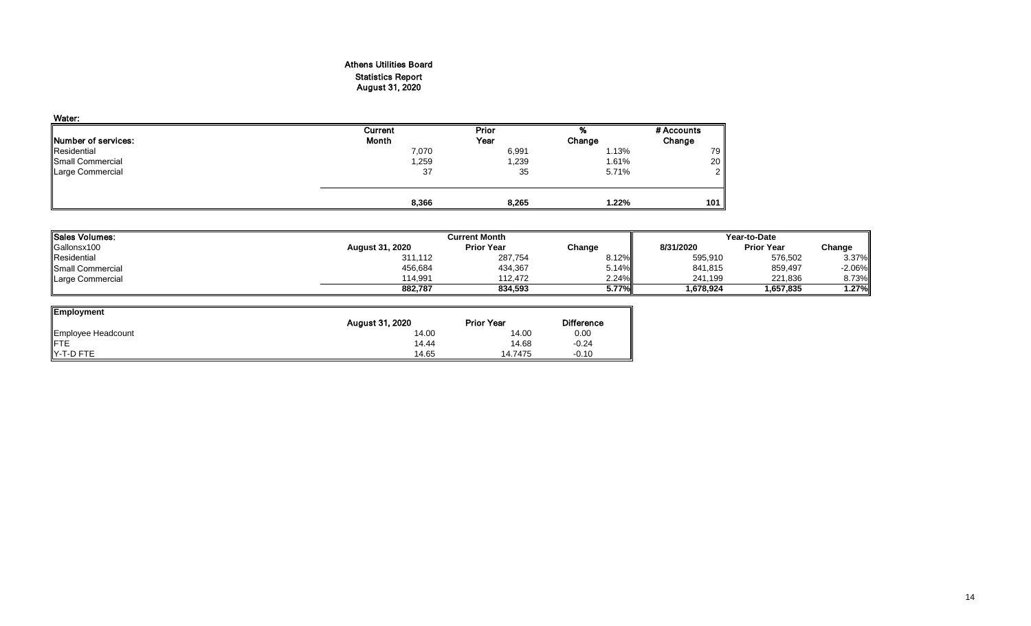# Athens Utilities Board

## Statistics Report

## August 31, 2020

**Water:**

| Number of services: | Current Month | Prior Year | % Change | # Accounts Change |
|---|---|---|---|---|
| Residential | 7,070 | 6,991 | 1.13% | 79 |
| Small Commercial | 1,259 | 1,239 | 1.61% | 20 |
| Large Commercial | 37 | 35 | 5.71% | 2 |
| | **8,366** | **8,265** | **1.22%** | **101** |

| Sales Volumes: | Current Month | | | Year-to-Date | | |
|---|---|---|---|---|---|---|
| Gallonsx100 | August 31, 2020 | Prior Year | Change | 8/31/2020 | Prior Year | Change |
| Residential | 311,112 | 287,754 | 8.12% | 595,910 | 576,502 | 3.37% |
| Small Commercial | 456,684 | 434,367 | 5.14% | 841,815 | 859,497 | -2.06% |
| Large Commercial | 114,991 | 112,472 | 2.24% | 241,199 | 221,836 | 8.73% |
| | **882,787** | **834,593** | **5.77%** | **1,678,924** | **1,657,835** | **1.27%** |

| Employment | August 31, 2020 | Prior Year | Difference |
|---|---|---|---|
| Employee Headcount | 14.00 | 14.00 | 0.00 |
| FTE | 14.44 | 14.68 | -0.24 |
| Y-T-D FTE | 14.65 | 14.7475 | -0.10 |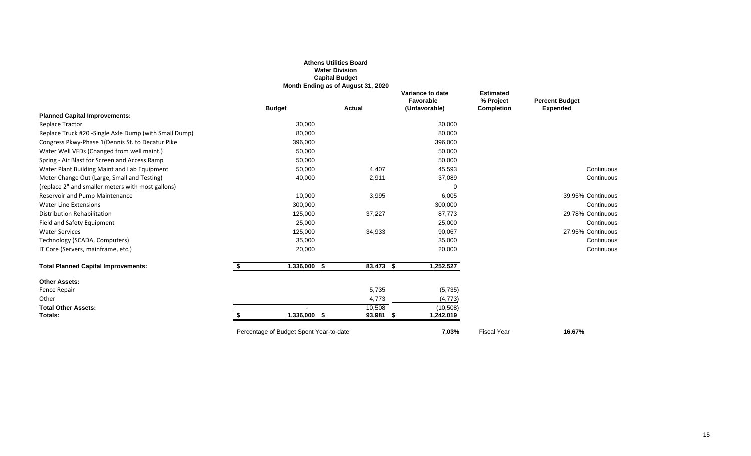**Athens Utilities Board**
**Water Division**
**Capital Budget**
**Month Ending as of August 31, 2020**

| | Budget | Actual | Variance to date Favorable (Unfavorable) | Estimated % Project Completion | Percent Budget Expended |
|---|---|---|---|---|---|
| **Planned Capital Improvements:** | | | | | |
| Replace Tractor | 30,000 | | 30,000 | | |
| Replace Truck #20 -Single Axle Dump (with Small Dump) | 80,000 | | 80,000 | | |
| Congress Pkwy-Phase 1(Dennis St. to Decatur Pike | 396,000 | | 396,000 | | |
| Water Well VFDs (Changed from well maint.) | 50,000 | | 50,000 | | |
| Spring - Air Blast for Screen and Access Ramp | 50,000 | | 50,000 | | |
| Water Plant Building Maint and Lab Equipment | 50,000 | 4,407 | 45,593 | | Continuous |
| Meter Change Out (Large, Small and Testing) | 40,000 | 2,911 | 37,089 | | Continuous |
| (replace 2" and smaller meters with most gallons) | | | 0 | | |
| Reservoir and Pump Maintenance | 10,000 | 3,995 | 6,005 | | 39.95% Continuous |
| Water Line Extensions | 300,000 | | 300,000 | | Continuous |
| Distribution Rehabilitation | 125,000 | 37,227 | 87,773 | | 29.78% Continuous |
| Field and Safety Equipment | 25,000 | | 25,000 | | Continuous |
| Water Services | 125,000 | 34,933 | 90,067 | | 27.95% Continuous |
| Technology (SCADA, Computers) | 35,000 | | 35,000 | | Continuous |
| IT Core (Servers, mainframe, etc.) | 20,000 | | 20,000 | | Continuous |
| **Total Planned Capital Improvements:** | $ 1,336,000 | $ 83,473 | $ 1,252,527 | | |
| **Other Assets:** | | | | | |
| Fence Repair | | 5,735 | (5,735) | | |
| Other | | 4,773 | (4,773) | | |
| **Total Other Assets:** | - | 10,508 | (10,508) | | |
| **Totals:** | $ 1,336,000 | $ 93,981 | $ 1,242,019 | | |
| Percentage of Budget Spent Year-to-date | | | **7.03%** | Fiscal Year | **16.67%** |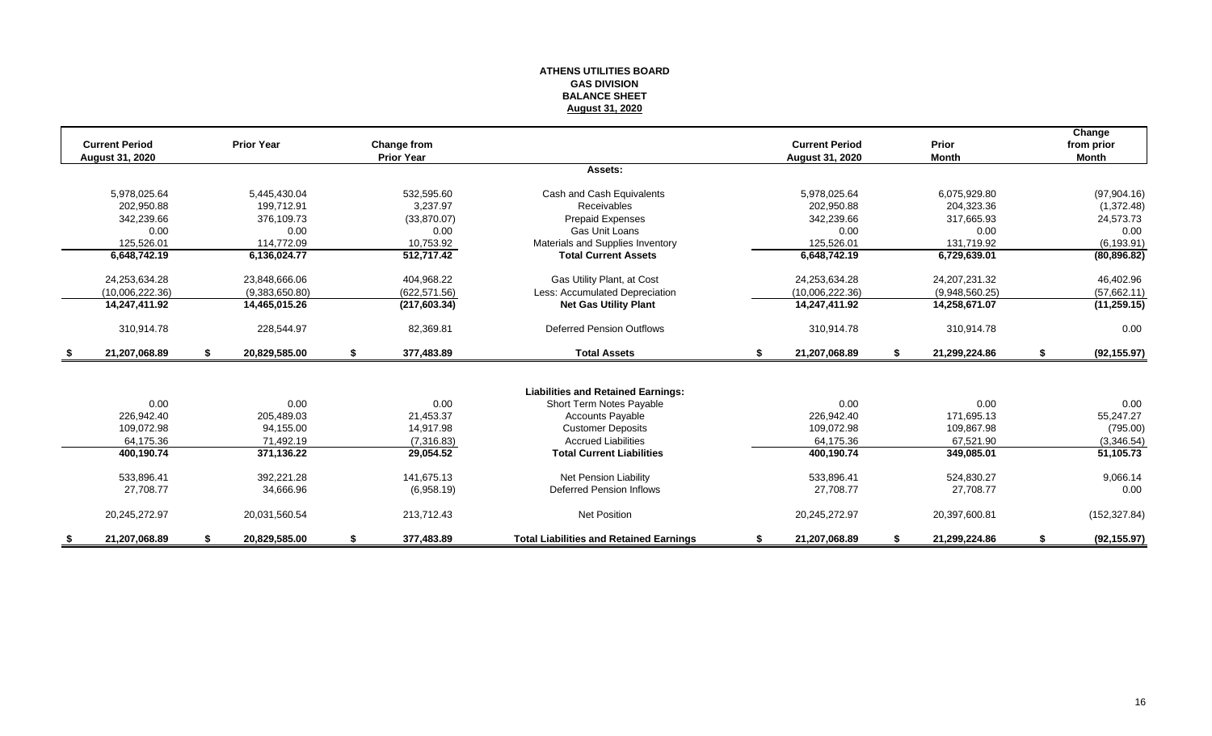**ATHENS UTILITIES BOARD**
**GAS DIVISION**
**BALANCE SHEET**
**August 31, 2020**

| Current Period August 31, 2020 | Prior Year | Change from Prior Year | | Current Period August 31, 2020 | Prior Month | Change from prior Month |
|---|---|---|---|---|---|---|
| | | | **Assets:** | | | |
| 5,978,025.64 | 5,445,430.04 | 532,595.60 | Cash and Cash Equivalents | 5,978,025.64 | 6,075,929.80 | (97,904.16) |
| 202,950.88 | 199,712.91 | 3,237.97 | Receivables | 202,950.88 | 204,323.36 | (1,372.48) |
| 342,239.66 | 376,109.73 | (33,870.07) | Prepaid Expenses | 342,239.66 | 317,665.93 | 24,573.73 |
| 0.00 | 0.00 | 0.00 | Gas Unit Loans | 0.00 | 0.00 | 0.00 |
| 125,526.01 | 114,772.09 | 10,753.92 | Materials and Supplies Inventory | 125,526.01 | 131,719.92 | (6,193.91) |
| **6,648,742.19** | **6,136,024.77** | **512,717.42** | **Total Current Assets** | **6,648,742.19** | **6,729,639.01** | **(80,896.82)** |
| 24,253,634.28 | 23,848,666.06 | 404,968.22 | Gas Utility Plant, at Cost | 24,253,634.28 | 24,207,231.32 | 46,402.96 |
| (10,006,222.36) | (9,383,650.80) | (622,571.56) | Less: Accumulated Depreciation | (10,006,222.36) | (9,948,560.25) | (57,662.11) |
| **14,247,411.92** | **14,465,015.26** | **(217,603.34)** | **Net Gas Utility Plant** | **14,247,411.92** | **14,258,671.07** | **(11,259.15)** |
| 310,914.78 | 228,544.97 | 82,369.81 | Deferred Pension Outflows | 310,914.78 | 310,914.78 | 0.00 |
| **$ 21,207,068.89** | **$ 20,829,585.00** | **$ 377,483.89** | **Total Assets** | **$ 21,207,068.89** | **$ 21,299,224.86** | **$ (92,155.97)** |
| | | | **Liabilities and Retained Earnings:** | | | |
| 0.00 | 0.00 | 0.00 | Short Term Notes Payable | 0.00 | 0.00 | 0.00 |
| 226,942.40 | 205,489.03 | 21,453.37 | Accounts Payable | 226,942.40 | 171,695.13 | 55,247.27 |
| 109,072.98 | 94,155.00 | 14,917.98 | Customer Deposits | 109,072.98 | 109,867.98 | (795.00) |
| 64,175.36 | 71,492.19 | (7,316.83) | Accrued Liabilities | 64,175.36 | 67,521.90 | (3,346.54) |
| **400,190.74** | **371,136.22** | **29,054.52** | **Total Current Liabilities** | **400,190.74** | **349,085.01** | **51,105.73** |
| 533,896.41 | 392,221.28 | 141,675.13 | Net Pension Liability | 533,896.41 | 524,830.27 | 9,066.14 |
| 27,708.77 | 34,666.96 | (6,958.19) | Deferred Pension Inflows | 27,708.77 | 27,708.77 | 0.00 |
| 20,245,272.97 | 20,031,560.54 | 213,712.43 | Net Position | 20,245,272.97 | 20,397,600.81 | (152,327.84) |
| **$ 21,207,068.89** | **$ 20,829,585.00** | **$ 377,483.89** | **Total Liabilities and Retained Earnings** | **$ 21,207,068.89** | **$ 21,299,224.86** | **$ (92,155.97)** |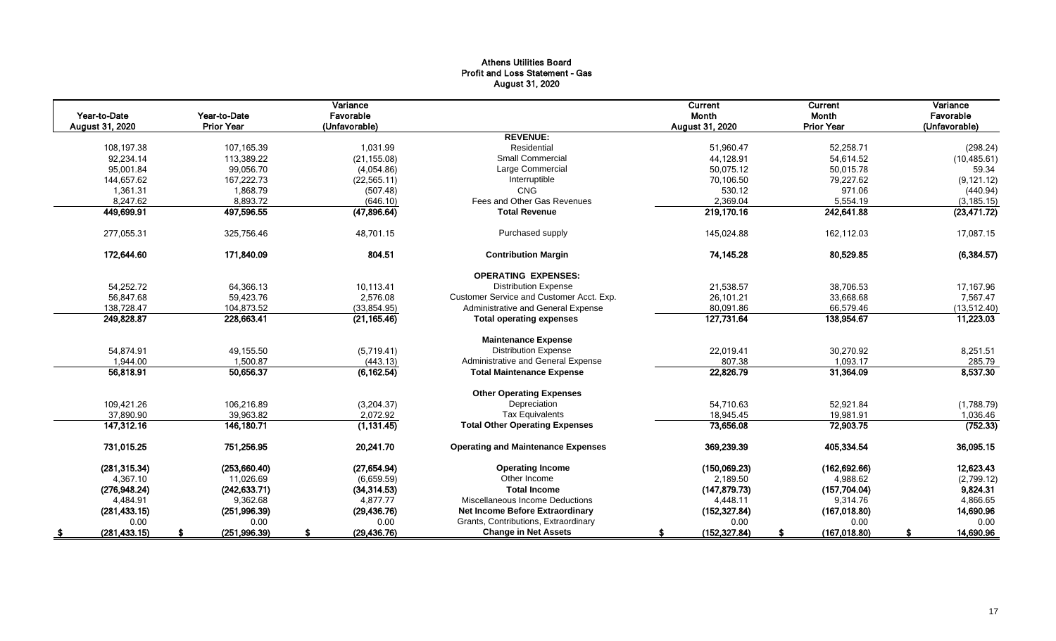# Athens Utilities Board
## Profit and Loss Statement - Gas
### August 31, 2020

| Year-to-Date August 31, 2020 | Year-to-Date Prior Year | Variance Favorable (Unfavorable) | | Current Month August 31, 2020 | Current Month Prior Year | Variance Favorable (Unfavorable) |
|---|---|---|---|---|---|---|
| | | | **REVENUE:** | | | |
| 108,197.38 | 107,165.39 | 1,031.99 | Residential | 51,960.47 | 52,258.71 | (298.24) |
| 92,234.14 | 113,389.22 | (21,155.08) | Small Commercial | 44,128.91 | 54,614.52 | (10,485.61) |
| 95,001.84 | 99,056.70 | (4,054.86) | Large Commercial | 50,075.12 | 50,015.78 | 59.34 |
| 144,657.62 | 167,222.73 | (22,565.11) | Interruptible | 70,106.50 | 79,227.62 | (9,121.12) |
| 1,361.31 | 1,868.79 | (507.48) | CNG | 530.12 | 971.06 | (440.94) |
| 8,247.62 | 8,893.72 | (646.10) | Fees and Other Gas Revenues | 2,369.04 | 5,554.19 | (3,185.15) |
| **449,699.91** | **497,596.55** | **(47,896.64)** | **Total Revenue** | **219,170.16** | **242,641.88** | **(23,471.72)** |
| 277,055.31 | 325,756.46 | 48,701.15 | Purchased supply | 145,024.88 | 162,112.03 | 17,087.15 |
| **172,644.60** | **171,840.09** | **804.51** | **Contribution Margin** | **74,145.28** | **80,529.85** | **(6,384.57)** |
| | | | **OPERATING EXPENSES:** | | | |
| 54,252.72 | 64,366.13 | 10,113.41 | Distribution Expense | 21,538.57 | 38,706.53 | 17,167.96 |
| 56,847.68 | 59,423.76 | 2,576.08 | Customer Service and Customer Acct. Exp. | 26,101.21 | 33,668.68 | 7,567.47 |
| 138,728.47 | 104,873.52 | (33,854.95) | Administrative and General Expense | 80,091.86 | 66,579.46 | (13,512.40) |
| **249,828.87** | **228,663.41** | **(21,165.46)** | **Total operating expenses** | **127,731.64** | **138,954.67** | **11,223.03** |
| | | | **Maintenance Expense** | | | |
| 54,874.91 | 49,155.50 | (5,719.41) | Distribution Expense | 22,019.41 | 30,270.92 | 8,251.51 |
| 1,944.00 | 1,500.87 | (443.13) | Administrative and General Expense | 807.38 | 1,093.17 | 285.79 |
| **56,818.91** | **50,656.37** | **(6,162.54)** | **Total Maintenance Expense** | **22,826.79** | **31,364.09** | **8,537.30** |
| | | | **Other Operating Expenses** | | | |
| 109,421.26 | 106,216.89 | (3,204.37) | Depreciation | 54,710.63 | 52,921.84 | (1,788.79) |
| 37,890.90 | 39,963.82 | 2,072.92 | Tax Equivalents | 18,945.45 | 19,981.91 | 1,036.46 |
| **147,312.16** | **146,180.71** | **(1,131.45)** | **Total Other Operating Expenses** | **73,656.08** | **72,903.75** | **(752.33)** |
| **731,015.25** | **751,256.95** | **20,241.70** | **Operating and Maintenance Expenses** | **369,239.39** | **405,334.54** | **36,095.15** |
| **(281,315.34)** | **(253,660.40)** | **(27,654.94)** | **Operating Income** | **(150,069.23)** | **(162,692.66)** | **12,623.43** |
| 4,367.10 | 11,026.69 | (6,659.59) | Other Income | 2,189.50 | 4,988.62 | (2,799.12) |
| **(276,948.24)** | **(242,633.71)** | **(34,314.53)** | **Total Income** | **(147,879.73)** | **(157,704.04)** | **9,824.31** |
| 4,484.91 | 9,362.68 | 4,877.77 | Miscellaneous Income Deductions | 4,448.11 | 9,314.76 | 4,866.65 |
| **(281,433.15)** | **(251,996.39)** | **(29,436.76)** | **Net Income Before Extraordinary** | **(152,327.84)** | **(167,018.80)** | **14,690.96** |
| 0.00 | 0.00 | 0.00 | Grants, Contributions, Extraordinary | 0.00 | 0.00 | 0.00 |
| **$ (281,433.15)** | **$ (251,996.39)** | **$ (29,436.76)** | **Change in Net Assets** | **$ (152,327.84)** | **$ (167,018.80)** | **$ 14,690.96** |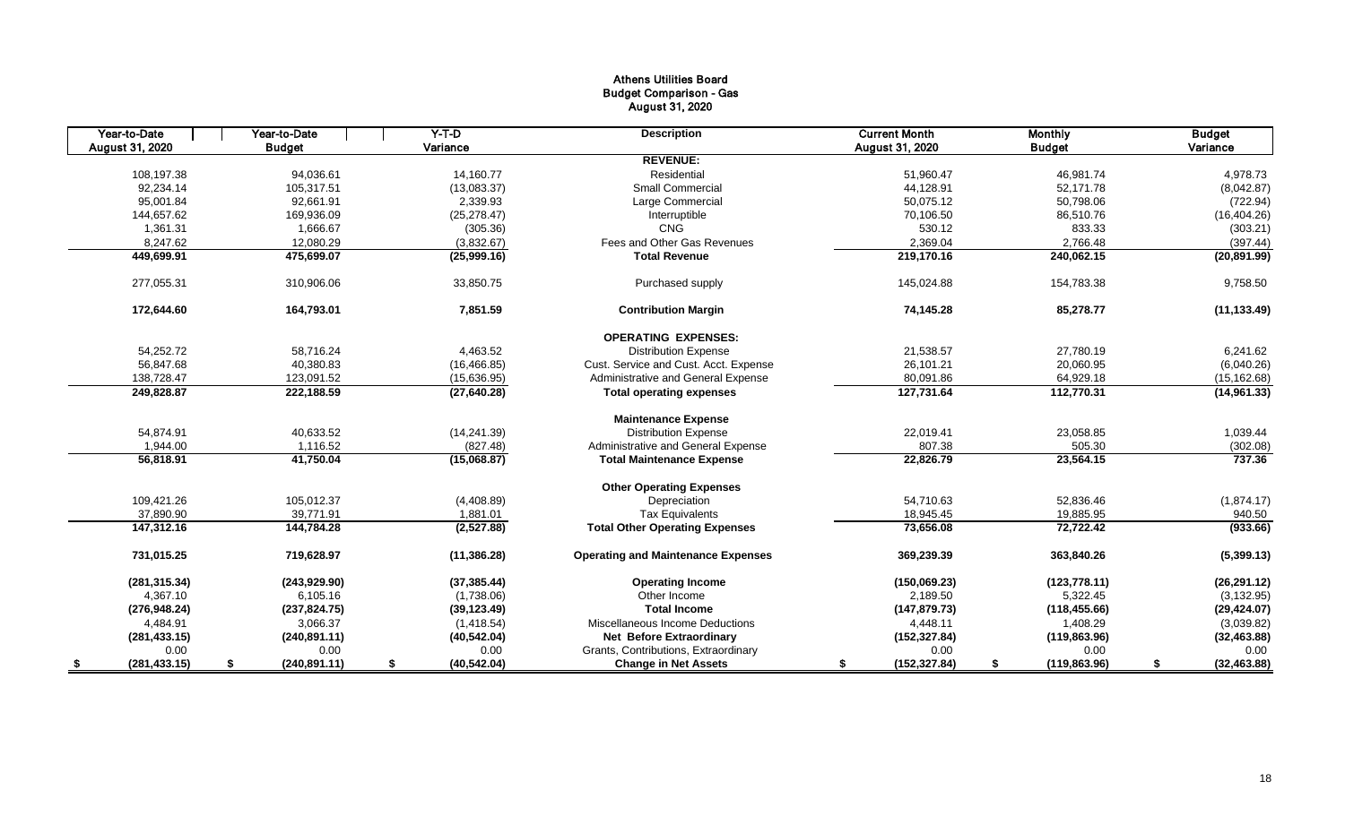# Athens Utilities Board
## Budget Comparison - Gas
### August 31, 2020

| Year-to-Date August 31, 2020 | Year-to-Date Budget | Y-T-D Variance | Description | Current Month August 31, 2020 | Monthly Budget | Budget Variance |
|---|---|---|---|---|---|---|
| | | | **REVENUE:** | | | |
| 108,197.38 | 94,036.61 | 14,160.77 | Residential | 51,960.47 | 46,981.74 | 4,978.73 |
| 92,234.14 | 105,317.51 | (13,083.37) | Small Commercial | 44,128.91 | 52,171.78 | (8,042.87) |
| 95,001.84 | 92,661.91 | 2,339.93 | Large Commercial | 50,075.12 | 50,798.06 | (722.94) |
| 144,657.62 | 169,936.09 | (25,278.47) | Interruptible | 70,106.50 | 86,510.76 | (16,404.26) |
| 1,361.31 | 1,666.67 | (305.36) | CNG | 530.12 | 833.33 | (303.21) |
| 8,247.62 | 12,080.29 | (3,832.67) | Fees and Other Gas Revenues | 2,369.04 | 2,766.48 | (397.44) |
| **449,699.91** | **475,699.07** | **(25,999.16)** | **Total Revenue** | **219,170.16** | **240,062.15** | **(20,891.99)** |
| 277,055.31 | 310,906.06 | 33,850.75 | Purchased supply | 145,024.88 | 154,783.38 | 9,758.50 |
| **172,644.60** | **164,793.01** | **7,851.59** | **Contribution Margin** | **74,145.28** | **85,278.77** | **(11,133.49)** |
| | | | **OPERATING EXPENSES:** | | | |
| 54,252.72 | 58,716.24 | 4,463.52 | Distribution Expense | 21,538.57 | 27,780.19 | 6,241.62 |
| 56,847.68 | 40,380.83 | (16,466.85) | Cust. Service and Cust. Acct. Expense | 26,101.21 | 20,060.95 | (6,040.26) |
| 138,728.47 | 123,091.52 | (15,636.95) | Administrative and General Expense | 80,091.86 | 64,929.18 | (15,162.68) |
| **249,828.87** | **222,188.59** | **(27,640.28)** | **Total operating expenses** | **127,731.64** | **112,770.31** | **(14,961.33)** |
| | | | **Maintenance Expense** | | | |
| 54,874.91 | 40,633.52 | (14,241.39) | Distribution Expense | 22,019.41 | 23,058.85 | 1,039.44 |
| 1,944.00 | 1,116.52 | (827.48) | Administrative and General Expense | 807.38 | 505.30 | (302.08) |
| **56,818.91** | **41,750.04** | **(15,068.87)** | **Total Maintenance Expense** | **22,826.79** | **23,564.15** | **737.36** |
| | | | **Other Operating Expenses** | | | |
| 109,421.26 | 105,012.37 | (4,408.89) | Depreciation | 54,710.63 | 52,836.46 | (1,874.17) |
| 37,890.90 | 39,771.91 | 1,881.01 | Tax Equivalents | 18,945.45 | 19,885.95 | 940.50 |
| **147,312.16** | **144,784.28** | **(2,527.88)** | **Total Other Operating Expenses** | **73,656.08** | **72,722.42** | **(933.66)** |
| **731,015.25** | **719,628.97** | **(11,386.28)** | **Operating and Maintenance Expenses** | **369,239.39** | **363,840.26** | **(5,399.13)** |
| **(281,315.34)** | **(243,929.90)** | **(37,385.44)** | **Operating Income** | **(150,069.23)** | **(123,778.11)** | **(26,291.12)** |
| 4,367.10 | 6,105.16 | (1,738.06) | Other Income | 2,189.50 | 5,322.45 | (3,132.95) |
| **(276,948.24)** | **(237,824.75)** | **(39,123.49)** | **Total Income** | **(147,879.73)** | **(118,455.66)** | **(29,424.07)** |
| 4,484.91 | 3,066.37 | (1,418.54) | Miscellaneous Income Deductions | 4,448.11 | 1,408.29 | (3,039.82) |
| **(281,433.15)** | **(240,891.11)** | **(40,542.04)** | **Net Before Extraordinary** | **(152,327.84)** | **(119,863.96)** | **(32,463.88)** |
| 0.00 | 0.00 | 0.00 | Grants, Contributions, Extraordinary | 0.00 | 0.00 | 0.00 |
| **$ (281,433.15)** | **$ (240,891.11)** | **$ (40,542.04)** | **Change in Net Assets** | **$ (152,327.84)** | **$ (119,863.96)** | **$ (32,463.88)** |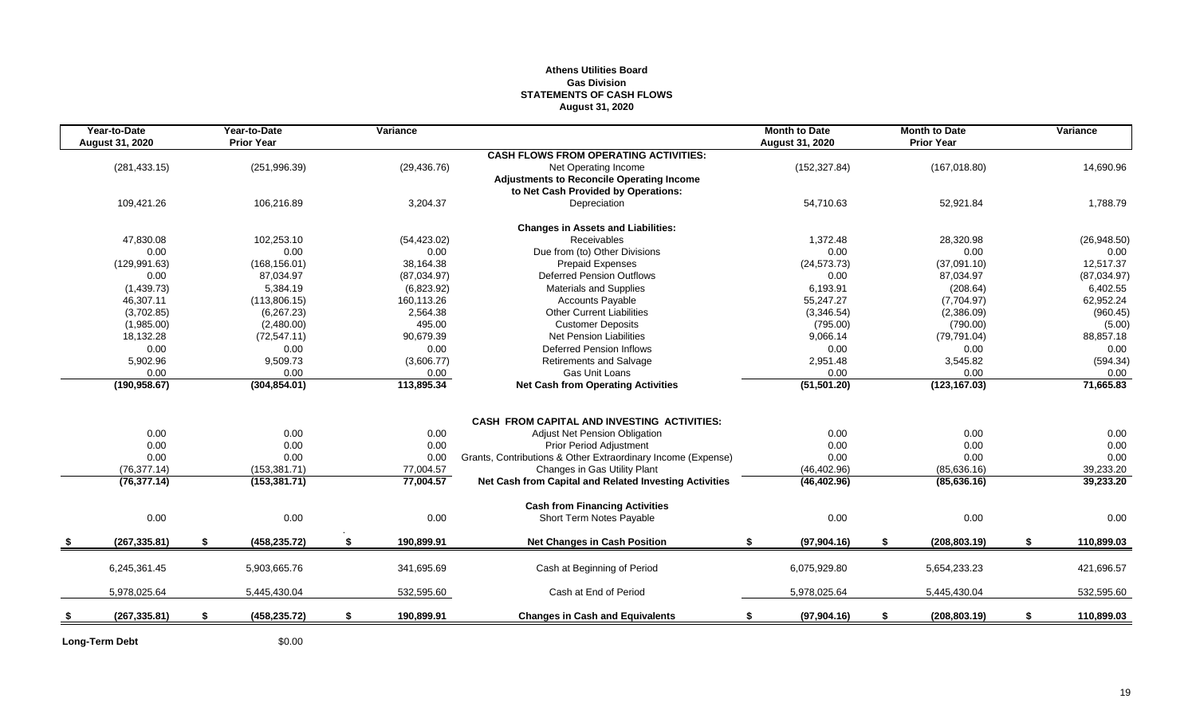**Athens Utilities Board**
**Gas Division**
**STATEMENTS OF CASH FLOWS**
**August 31, 2020**

| Year-to-Date August 31, 2020 | Year-to-Date Prior Year | Variance | | Month to Date August 31, 2020 | Month to Date Prior Year | Variance |
|---|---|---|---|---|---|---|
| | | | **CASH FLOWS FROM OPERATING ACTIVITIES:** | | | |
| (281,433.15) | (251,996.39) | (29,436.76) | Net Operating Income | (152,327.84) | (167,018.80) | 14,690.96 |
| | | | **Adjustments to Reconcile Operating Income to Net Cash Provided by Operations:** | | | |
| 109,421.26 | 106,216.89 | 3,204.37 | Depreciation | 54,710.63 | 52,921.84 | 1,788.79 |
| | | | **Changes in Assets and Liabilities:** | | | |
| 47,830.08 | 102,253.10 | (54,423.02) | Receivables | 1,372.48 | 28,320.98 | (26,948.50) |
| 0.00 | 0.00 | 0.00 | Due from (to) Other Divisions | 0.00 | 0.00 | 0.00 |
| (129,991.63) | (168,156.01) | 38,164.38 | Prepaid Expenses | (24,573.73) | (37,091.10) | 12,517.37 |
| 0.00 | 87,034.97 | (87,034.97) | Deferred Pension Outflows | 0.00 | 87,034.97 | (87,034.97) |
| (1,439.73) | 5,384.19 | (6,823.92) | Materials and Supplies | 6,193.91 | (208.64) | 6,402.55 |
| 46,307.11 | (113,806.15) | 160,113.26 | Accounts Payable | 55,247.27 | (7,704.97) | 62,952.24 |
| (3,702.85) | (6,267.23) | 2,564.38 | Other Current Liabilities | (3,346.54) | (2,386.09) | (960.45) |
| (1,985.00) | (2,480.00) | 495.00 | Customer Deposits | (795.00) | (790.00) | (5.00) |
| 18,132.28 | (72,547.11) | 90,679.39 | Net Pension Liabilities | 9,066.14 | (79,791.04) | 88,857.18 |
| 0.00 | 0.00 | 0.00 | Deferred Pension Inflows | 0.00 | 0.00 | 0.00 |
| 5,902.96 | 9,509.73 | (3,606.77) | Retirements and Salvage | 2,951.48 | 3,545.82 | (594.34) |
| 0.00 | 0.00 | 0.00 | Gas Unit Loans | 0.00 | 0.00 | 0.00 |
| **(190,958.67)** | **(304,854.01)** | **113,895.34** | **Net Cash from Operating Activities** | **(51,501.20)** | **(123,167.03)** | **71,665.83** |
| | | | **CASH FROM CAPITAL AND INVESTING ACTIVITIES:** | | | |
| 0.00 | 0.00 | 0.00 | Adjust Net Pension Obligation | 0.00 | 0.00 | 0.00 |
| 0.00 | 0.00 | 0.00 | Prior Period Adjustment | 0.00 | 0.00 | 0.00 |
| 0.00 | 0.00 | 0.00 | Grants, Contributions & Other Extraordinary Income (Expense) | 0.00 | 0.00 | 0.00 |
| (76,377.14) | (153,381.71) | 77,004.57 | Changes in Gas Utility Plant | (46,402.96) | (85,636.16) | 39,233.20 |
| **(76,377.14)** | **(153,381.71)** | **77,004.57** | **Net Cash from Capital and Related Investing Activities** | **(46,402.96)** | **(85,636.16)** | **39,233.20** |
| | | | **Cash from Financing Activities** | | | |
| 0.00 | 0.00 | 0.00 | Short Term Notes Payable | 0.00 | 0.00 | 0.00 |
| **$ (267,335.81)** | **$ (458,235.72)** | **$ 190,899.91** | **Net Changes in Cash Position** | **$ (97,904.16)** | **$ (208,803.19)** | **$ 110,899.03** |
| 6,245,361.45 | 5,903,665.76 | 341,695.69 | Cash at Beginning of Period | 6,075,929.80 | 5,654,233.23 | 421,696.57 |
| 5,978,025.64 | 5,445,430.04 | 532,595.60 | Cash at End of Period | 5,978,025.64 | 5,445,430.04 | 532,595.60 |
| **$ (267,335.81)** | **$ (458,235.72)** | **$ 190,899.91** | **Changes in Cash and Equivalents** | **$ (97,904.16)** | **$ (208,803.19)** | **$ 110,899.03** |

**Long-Term Debt** $0.00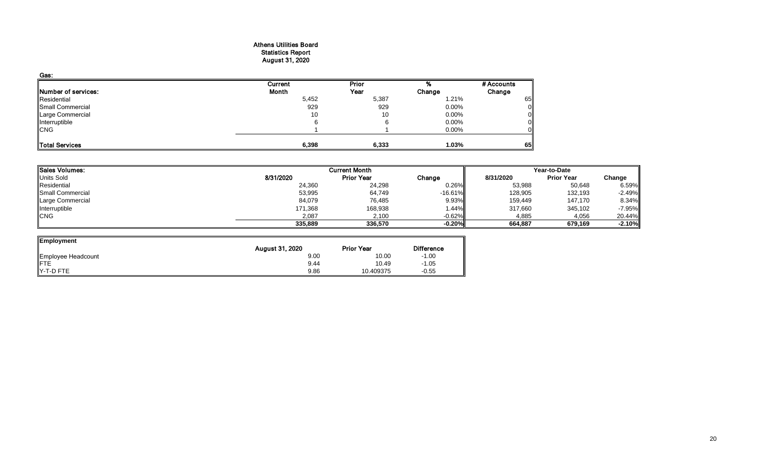# Athens Utilities Board
## Statistics Report
## August 31, 2020

**Gas:**

| Number of services: | Current Month | Prior Year | % Change | # Accounts Change |
|---|---|---|---|---|
| Residential | 5,452 | 5,387 | 1.21% | 65 |
| Small Commercial | 929 | 929 | 0.00% | 0 |
| Large Commercial | 10 | 10 | 0.00% | 0 |
| Interruptible | 6 | 6 | 0.00% | 0 |
| CNG | 1 | 1 | 0.00% | 0 |
| **Total Services** | **6,398** | **6,333** | **1.03%** | **65** |

| Sales Volumes: | Current Month | | | Year-to-Date | | |
|---|---|---|---|---|---|---|
| Units Sold | 8/31/2020 | Prior Year | Change | 8/31/2020 | Prior Year | Change |
| Residential | 24,360 | 24,298 | 0.26% | 53,988 | 50,648 | 6.59% |
| Small Commercial | 53,995 | 64,749 | -16.61% | 128,905 | 132,193 | -2.49% |
| Large Commercial | 84,079 | 76,485 | 9.93% | 159,449 | 147,170 | 8.34% |
| Interruptible | 171,368 | 168,938 | 1.44% | 317,660 | 345,102 | -7.95% |
| CNG | 2,087 | 2,100 | -0.62% | 4,885 | 4,056 | 20.44% |
| | **335,889** | **336,570** | **-0.20%** | **664,887** | **679,169** | **-2.10%** |

| Employment | August 31, 2020 | Prior Year | Difference |
|---|---|---|---|
| Employee Headcount | 9.00 | 10.00 | -1.00 |
| FTE | 9.44 | 10.49 | -1.05 |
| Y-T-D FTE | 9.86 | 10.409375 | -0.55 |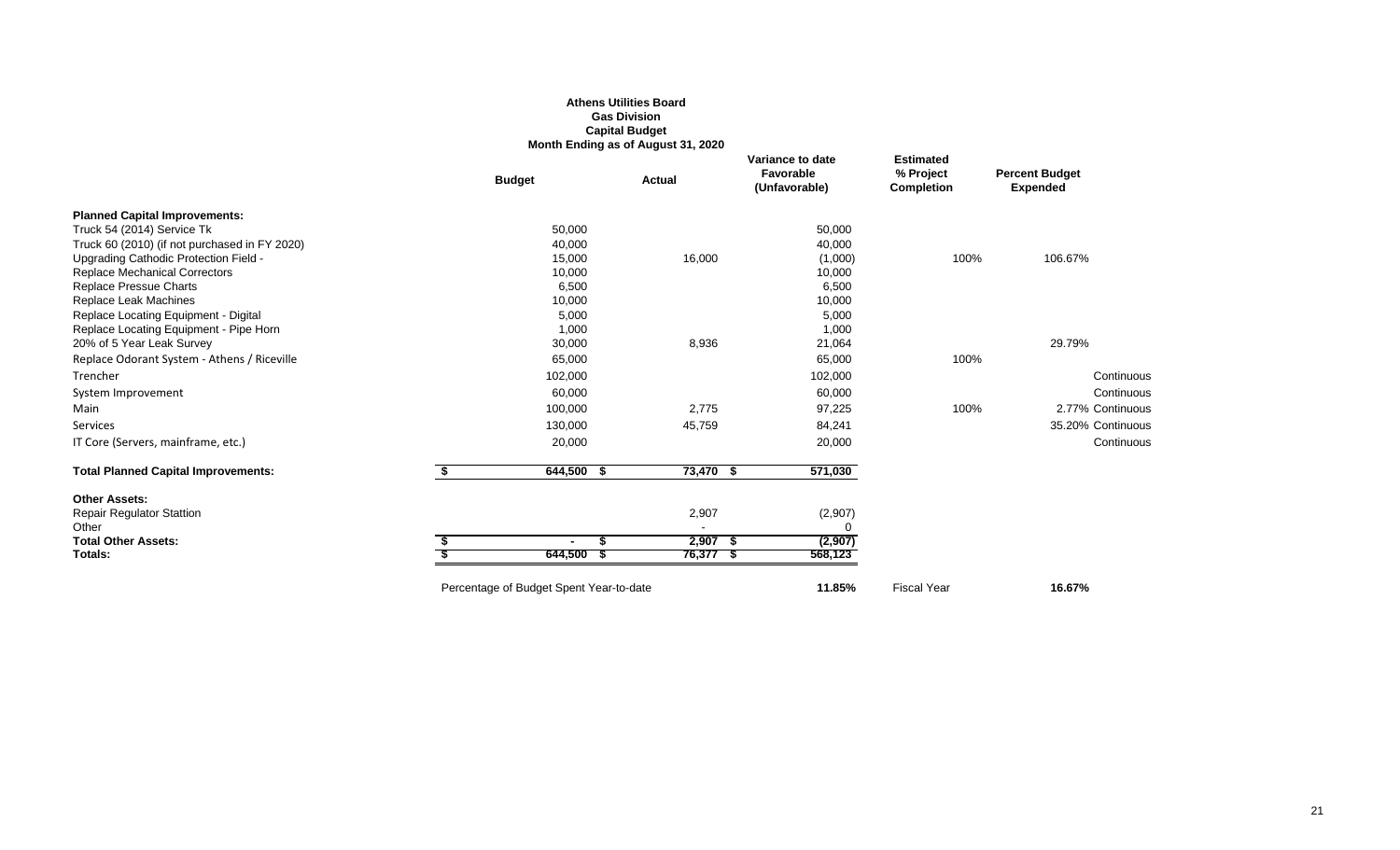**Athens Utilities Board**
**Gas Division**
**Capital Budget**
**Month Ending as of August 31, 2020**

| | Budget | Actual | Variance to date Favorable (Unfavorable) | Estimated % Project Completion | Percent Budget Expended | |
|---|---|---|---|---|---|---|
| **Planned Capital Improvements:** | | | | | | |
| Truck 54 (2014) Service Tk | 50,000 | | 50,000 | | | |
| Truck 60 (2010) (if not purchased in FY 2020) | 40,000 | | 40,000 | | | |
| Upgrading Cathodic Protection Field - | 15,000 | 16,000 | (1,000) | 100% | 106.67% | |
| Replace Mechanical Correctors | 10,000 | | 10,000 | | | |
| Replace Pressue Charts | 6,500 | | 6,500 | | | |
| Replace Leak Machines | 10,000 | | 10,000 | | | |
| Replace Locating Equipment - Digital | 5,000 | | 5,000 | | | |
| Replace Locating Equipment - Pipe Horn | 1,000 | | 1,000 | | | |
| 20% of 5 Year Leak Survey | 30,000 | 8,936 | 21,064 | | 29.79% | |
| Replace Odorant System - Athens / Riceville | 65,000 | | 65,000 | 100% | | |
| Trencher | 102,000 | | 102,000 | | | Continuous |
| System Improvement | 60,000 | | 60,000 | | | Continuous |
| Main | 100,000 | 2,775 | 97,225 | 100% | 2.77% | Continuous |
| Services | 130,000 | 45,759 | 84,241 | | 35.20% | Continuous |
| IT Core (Servers, mainframe, etc.) | 20,000 | | 20,000 | | | Continuous |
| **Total Planned Capital Improvements:** | **$ 644,500** | **$ 73,470** | **$ 571,030** | | | |
| **Other Assets:** | | | | | | |
| Repair Regulator Stattion | | 2,907 | (2,907) | | | |
| Other | | - | 0 | | | |
| **Total Other Assets:** | **$ -** | **$ 2,907** | **$ (2,907)** | | | |
| **Totals:** | **$ 644,500** | **$ 76,377** | **$ 568,123** | | | |

| Percentage of Budget Spent Year-to-date | **11.85%** | Fiscal Year | **16.67%** |
|---|---|---|---|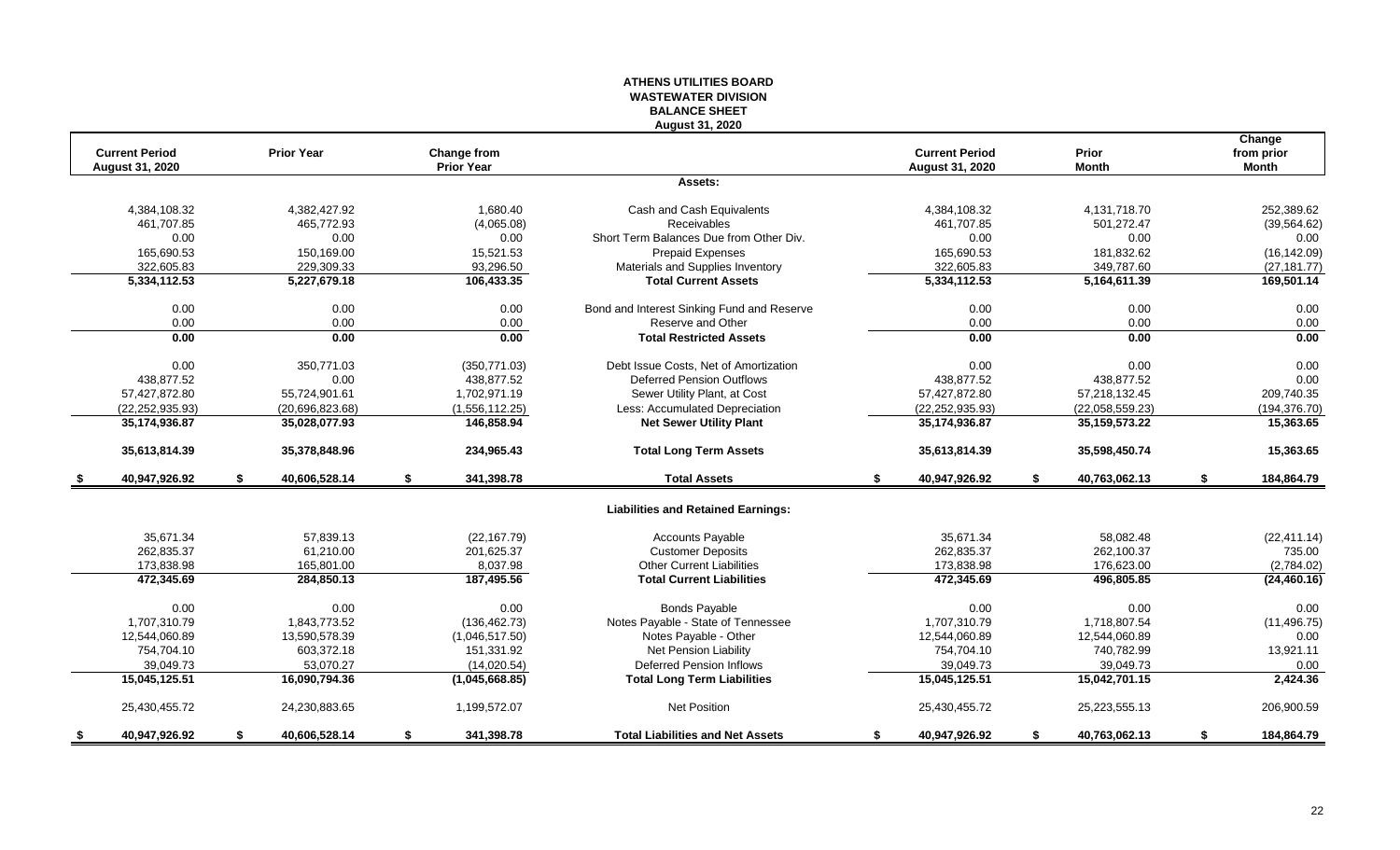# ATHENS UTILITIES BOARD
## WASTEWATER DIVISION
## BALANCE SHEET
### August 31, 2020

| Current Period August 31, 2020 | Prior Year | Change from Prior Year | | Current Period August 31, 2020 | Prior Month | Change from prior Month |
|---|---|---|---|---|---|---|
| | | | **Assets:** | | | |
| 4,384,108.32 | 4,382,427.92 | 1,680.40 | Cash and Cash Equivalents | 4,384,108.32 | 4,131,718.70 | 252,389.62 |
| 461,707.85 | 465,772.93 | (4,065.08) | Receivables | 461,707.85 | 501,272.47 | (39,564.62) |
| 0.00 | 0.00 | 0.00 | Short Term Balances Due from Other Div. | 0.00 | 0.00 | 0.00 |
| 165,690.53 | 150,169.00 | 15,521.53 | Prepaid Expenses | 165,690.53 | 181,832.62 | (16,142.09) |
| 322,605.83 | 229,309.33 | 93,296.50 | Materials and Supplies Inventory | 322,605.83 | 349,787.60 | (27,181.77) |
| **5,334,112.53** | **5,227,679.18** | **106,433.35** | **Total Current Assets** | **5,334,112.53** | **5,164,611.39** | **169,501.14** |
| 0.00 | 0.00 | 0.00 | Bond and Interest Sinking Fund and Reserve | 0.00 | 0.00 | 0.00 |
| 0.00 | 0.00 | 0.00 | Reserve and Other | 0.00 | 0.00 | 0.00 |
| **0.00** | **0.00** | **0.00** | **Total Restricted Assets** | **0.00** | **0.00** | **0.00** |
| 0.00 | 350,771.03 | (350,771.03) | Debt Issue Costs, Net of Amortization | 0.00 | 0.00 | 0.00 |
| 438,877.52 | 0.00 | 438,877.52 | Deferred Pension Outflows | 438,877.52 | 438,877.52 | 0.00 |
| 57,427,872.80 | 55,724,901.61 | 1,702,971.19 | Sewer Utility Plant, at Cost | 57,427,872.80 | 57,218,132.45 | 209,740.35 |
| (22,252,935.93) | (20,696,823.68) | (1,556,112.25) | Less: Accumulated Depreciation | (22,252,935.93) | (22,058,559.23) | (194,376.70) |
| **35,174,936.87** | **35,028,077.93** | **146,858.94** | **Net Sewer Utility Plant** | **35,174,936.87** | **35,159,573.22** | **15,363.65** |
| **35,613,814.39** | **35,378,848.96** | **234,965.43** | **Total Long Term Assets** | **35,613,814.39** | **35,598,450.74** | **15,363.65** |
| **$ 40,947,926.92** | **$ 40,606,528.14** | **$ 341,398.78** | **Total Assets** | **$ 40,947,926.92** | **$ 40,763,062.13** | **$ 184,864.79** |
| | | | **Liabilities and Retained Earnings:** | | | |
| 35,671.34 | 57,839.13 | (22,167.79) | Accounts Payable | 35,671.34 | 58,082.48 | (22,411.14) |
| 262,835.37 | 61,210.00 | 201,625.37 | Customer Deposits | 262,835.37 | 262,100.37 | 735.00 |
| 173,838.98 | 165,801.00 | 8,037.98 | Other Current Liabilities | 173,838.98 | 176,623.00 | (2,784.02) |
| **472,345.69** | **284,850.13** | **187,495.56** | **Total Current Liabilities** | **472,345.69** | **496,805.85** | **(24,460.16)** |
| 0.00 | 0.00 | 0.00 | Bonds Payable | 0.00 | 0.00 | 0.00 |
| 1,707,310.79 | 1,843,773.52 | (136,462.73) | Notes Payable - State of Tennessee | 1,707,310.79 | 1,718,807.54 | (11,496.75) |
| 12,544,060.89 | 13,590,578.39 | (1,046,517.50) | Notes Payable - Other | 12,544,060.89 | 12,544,060.89 | 0.00 |
| 754,704.10 | 603,372.18 | 151,331.92 | Net Pension Liability | 754,704.10 | 740,782.99 | 13,921.11 |
| 39,049.73 | 53,070.27 | (14,020.54) | Deferred Pension Inflows | 39,049.73 | 39,049.73 | 0.00 |
| **15,045,125.51** | **16,090,794.36** | **(1,045,668.85)** | **Total Long Term Liabilities** | **15,045,125.51** | **15,042,701.15** | **2,424.36** |
| 25,430,455.72 | 24,230,883.65 | 1,199,572.07 | Net Position | 25,430,455.72 | 25,223,555.13 | 206,900.59 |
| **$ 40,947,926.92** | **$ 40,606,528.14** | **$ 341,398.78** | **Total Liabilities and Net Assets** | **$ 40,947,926.92** | **$ 40,763,062.13** | **$ 184,864.79** |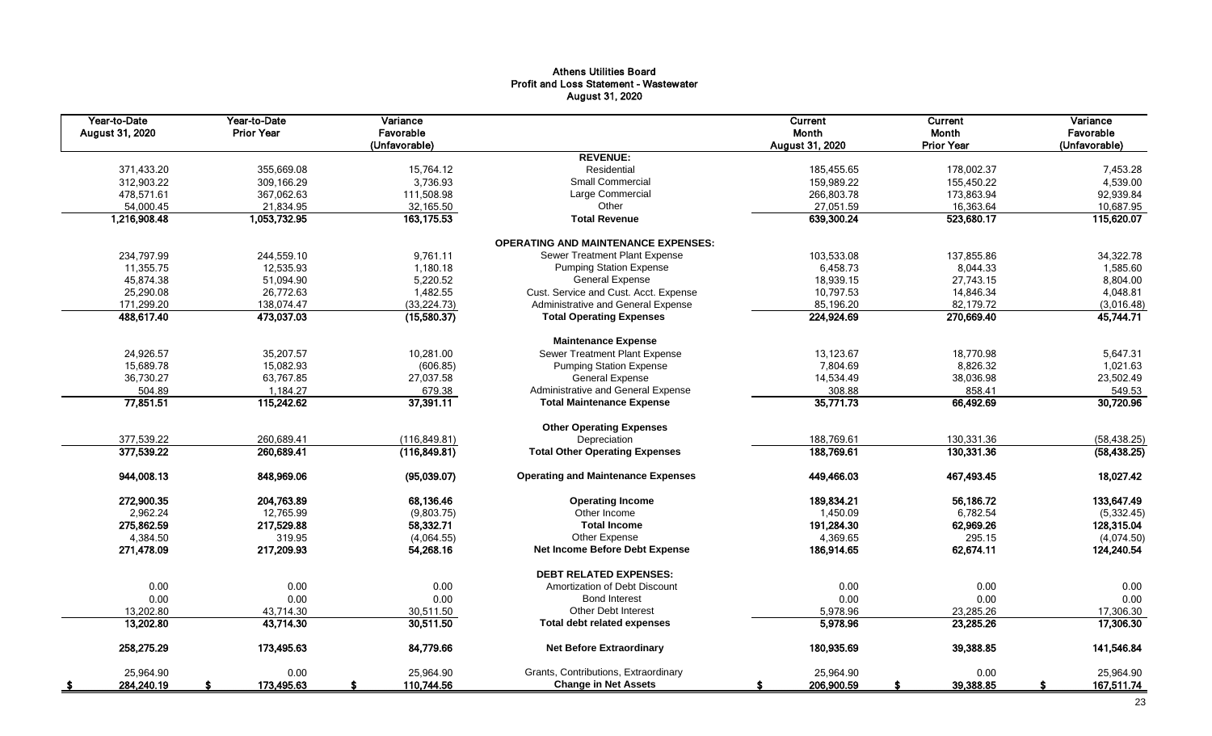**Athens Utilities Board**
**Profit and Loss Statement - Wastewater**
**August 31, 2020**

| Year-to-Date August 31, 2020 | Year-to-Date Prior Year | Variance Favorable (Unfavorable) | | Current Month August 31, 2020 | Current Month Prior Year | Variance Favorable (Unfavorable) |
|---|---|---|---|---|---|---|
| | | | **REVENUE:** | | | |
| 371,433.20 | 355,669.08 | 15,764.12 | Residential | 185,455.65 | 178,002.37 | 7,453.28 |
| 312,903.22 | 309,166.29 | 3,736.93 | Small Commercial | 159,989.22 | 155,450.22 | 4,539.00 |
| 478,571.61 | 367,062.63 | 111,508.98 | Large Commercial | 266,803.78 | 173,863.94 | 92,939.84 |
| 54,000.45 | 21,834.95 | 32,165.50 | Other | 27,051.59 | 16,363.64 | 10,687.95 |
| **1,216,908.48** | **1,053,732.95** | **163,175.53** | **Total Revenue** | **639,300.24** | **523,680.17** | **115,620.07** |
| | | | **OPERATING AND MAINTENANCE EXPENSES:** | | | |
| 234,797.99 | 244,559.10 | 9,761.11 | Sewer Treatment Plant Expense | 103,533.08 | 137,855.86 | 34,322.78 |
| 11,355.75 | 12,535.93 | 1,180.18 | Pumping Station Expense | 6,458.73 | 8,044.33 | 1,585.60 |
| 45,874.38 | 51,094.90 | 5,220.52 | General Expense | 18,939.15 | 27,743.15 | 8,804.00 |
| 25,290.08 | 26,772.63 | 1,482.55 | Cust. Service and Cust. Acct. Expense | 10,797.53 | 14,846.34 | 4,048.81 |
| 171,299.20 | 138,074.47 | (33,224.73) | Administrative and General Expense | 85,196.20 | 82,179.72 | (3,016.48) |
| **488,617.40** | **473,037.03** | **(15,580.37)** | **Total Operating Expenses** | **224,924.69** | **270,669.40** | **45,744.71** |
| | | | **Maintenance Expense** | | | |
| 24,926.57 | 35,207.57 | 10,281.00 | Sewer Treatment Plant Expense | 13,123.67 | 18,770.98 | 5,647.31 |
| 15,689.78 | 15,082.93 | (606.85) | Pumping Station Expense | 7,804.69 | 8,826.32 | 1,021.63 |
| 36,730.27 | 63,767.85 | 27,037.58 | General Expense | 14,534.49 | 38,036.98 | 23,502.49 |
| 504.89 | 1,184.27 | 679.38 | Administrative and General Expense | 308.88 | 858.41 | 549.53 |
| **77,851.51** | **115,242.62** | **37,391.11** | **Total Maintenance Expense** | **35,771.73** | **66,492.69** | **30,720.96** |
| | | | **Other Operating Expenses** | | | |
| 377,539.22 | 260,689.41 | (116,849.81) | Depreciation | 188,769.61 | 130,331.36 | (58,438.25) |
| **377,539.22** | **260,689.41** | **(116,849.81)** | **Total Other Operating Expenses** | **188,769.61** | **130,331.36** | **(58,438.25)** |
| **944,008.13** | **848,969.06** | **(95,039.07)** | **Operating and Maintenance Expenses** | **449,466.03** | **467,493.45** | **18,027.42** |
| **272,900.35** | **204,763.89** | **68,136.46** | **Operating Income** | **189,834.21** | **56,186.72** | **133,647.49** |
| 2,962.24 | 12,765.99 | (9,803.75) | Other Income | 1,450.09 | 6,782.54 | (5,332.45) |
| **275,862.59** | **217,529.88** | **58,332.71** | **Total Income** | **191,284.30** | **62,969.26** | **128,315.04** |
| 4,384.50 | 319.95 | (4,064.55) | Other Expense | 4,369.65 | 295.15 | (4,074.50) |
| **271,478.09** | **217,209.93** | **54,268.16** | **Net Income Before Debt Expense** | **186,914.65** | **62,674.11** | **124,240.54** |
| | | | **DEBT RELATED EXPENSES:** | | | |
| 0.00 | 0.00 | 0.00 | Amortization of Debt Discount | 0.00 | 0.00 | 0.00 |
| 0.00 | 0.00 | 0.00 | Bond Interest | 0.00 | 0.00 | 0.00 |
| 13,202.80 | 43,714.30 | 30,511.50 | Other Debt Interest | 5,978.96 | 23,285.26 | 17,306.30 |
| **13,202.80** | **43,714.30** | **30,511.50** | **Total debt related expenses** | **5,978.96** | **23,285.26** | **17,306.30** |
| **258,275.29** | **173,495.63** | **84,779.66** | **Net Before Extraordinary** | **180,935.69** | **39,388.85** | **141,546.84** |
| 25,964.90 | 0.00 | 25,964.90 | Grants, Contributions, Extraordinary | 25,964.90 | 0.00 | 25,964.90 |
| **$ 284,240.19** | **$ 173,495.63** | **$ 110,744.56** | **Change in Net Assets** | **$ 206,900.59** | **$ 39,388.85** | **$ 167,511.74** |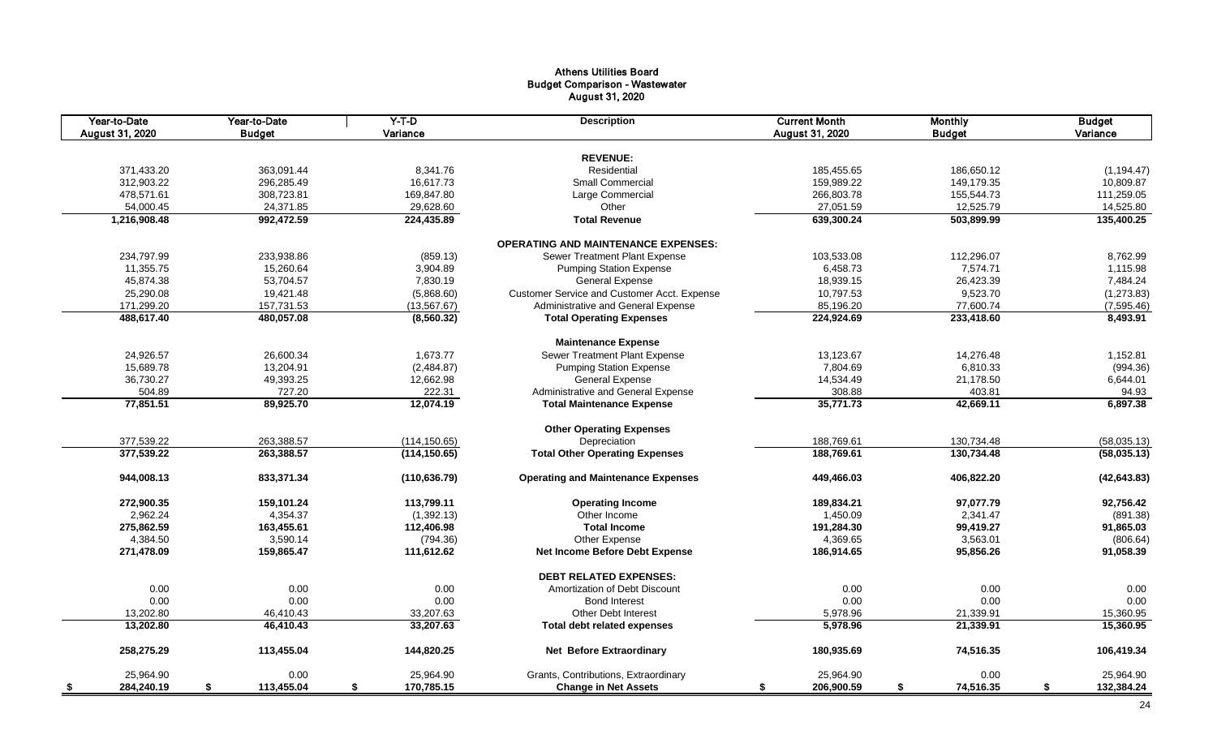# Athens Utilities Board
## Budget Comparison - Wastewater
### August 31, 2020

| Year-to-Date August 31, 2020 | Year-to-Date Budget | Y-T-D Variance | Description | Current Month August 31, 2020 | Monthly Budget | Budget Variance |
|---|---|---|---|---|---|---|
| | | | **REVENUE:** | | | |
| 371,433.20 | 363,091.44 | 8,341.76 | Residential | 185,455.65 | 186,650.12 | (1,194.47) |
| 312,903.22 | 296,285.49 | 16,617.73 | Small Commercial | 159,989.22 | 149,179.35 | 10,809.87 |
| 478,571.61 | 308,723.81 | 169,847.80 | Large Commercial | 266,803.78 | 155,544.73 | 111,259.05 |
| 54,000.45 | 24,371.85 | 29,628.60 | Other | 27,051.59 | 12,525.79 | 14,525.80 |
| **1,216,908.48** | **992,472.59** | **224,435.89** | **Total Revenue** | **639,300.24** | **503,899.99** | **135,400.25** |
| | | | **OPERATING AND MAINTENANCE EXPENSES:** | | | |
| 234,797.99 | 233,938.86 | (859.13) | Sewer Treatment Plant Expense | 103,533.08 | 112,296.07 | 8,762.99 |
| 11,355.75 | 15,260.64 | 3,904.89 | Pumping Station Expense | 6,458.73 | 7,574.71 | 1,115.98 |
| 45,874.38 | 53,704.57 | 7,830.19 | General Expense | 18,939.15 | 26,423.39 | 7,484.24 |
| 25,290.08 | 19,421.48 | (5,868.60) | Customer Service and Customer Acct. Expense | 10,797.53 | 9,523.70 | (1,273.83) |
| 171,299.20 | 157,731.53 | (13,567.67) | Administrative and General Expense | 85,196.20 | 77,600.74 | (7,595.46) |
| **488,617.40** | **480,057.08** | **(8,560.32)** | **Total Operating Expenses** | **224,924.69** | **233,418.60** | **8,493.91** |
| | | | **Maintenance Expense** | | | |
| 24,926.57 | 26,600.34 | 1,673.77 | Sewer Treatment Plant Expense | 13,123.67 | 14,276.48 | 1,152.81 |
| 15,689.78 | 13,204.91 | (2,484.87) | Pumping Station Expense | 7,804.69 | 6,810.33 | (994.36) |
| 36,730.27 | 49,393.25 | 12,662.98 | General Expense | 14,534.49 | 21,178.50 | 6,644.01 |
| 504.89 | 727.20 | 222.31 | Administrative and General Expense | 308.88 | 403.81 | 94.93 |
| **77,851.51** | **89,925.70** | **12,074.19** | **Total Maintenance Expense** | **35,771.73** | **42,669.11** | **6,897.38** |
| | | | **Other Operating Expenses** | | | |
| 377,539.22 | 263,388.57 | (114,150.65) | Depreciation | 188,769.61 | 130,734.48 | (58,035.13) |
| **377,539.22** | **263,388.57** | **(114,150.65)** | **Total Other Operating Expenses** | **188,769.61** | **130,734.48** | **(58,035.13)** |
| **944,008.13** | **833,371.34** | **(110,636.79)** | **Operating and Maintenance Expenses** | **449,466.03** | **406,822.20** | **(42,643.83)** |
| **272,900.35** | **159,101.24** | **113,799.11** | **Operating Income** | **189,834.21** | **97,077.79** | **92,756.42** |
| 2,962.24 | 4,354.37 | (1,392.13) | Other Income | 1,450.09 | 2,341.47 | (891.38) |
| **275,862.59** | **163,455.61** | **112,406.98** | **Total Income** | **191,284.30** | **99,419.27** | **91,865.03** |
| 4,384.50 | 3,590.14 | (794.36) | Other Expense | 4,369.65 | 3,563.01 | (806.64) |
| **271,478.09** | **159,865.47** | **111,612.62** | **Net Income Before Debt Expense** | **186,914.65** | **95,856.26** | **91,058.39** |
| | | | **DEBT RELATED EXPENSES:** | | | |
| 0.00 | 0.00 | 0.00 | Amortization of Debt Discount | 0.00 | 0.00 | 0.00 |
| 0.00 | 0.00 | 0.00 | Bond Interest | 0.00 | 0.00 | 0.00 |
| 13,202.80 | 46,410.43 | 33,207.63 | Other Debt Interest | 5,978.96 | 21,339.91 | 15,360.95 |
| **13,202.80** | **46,410.43** | **33,207.63** | **Total debt related expenses** | **5,978.96** | **21,339.91** | **15,360.95** |
| **258,275.29** | **113,455.04** | **144,820.25** | **Net Before Extraordinary** | **180,935.69** | **74,516.35** | **106,419.34** |
| 25,964.90 | 0.00 | 25,964.90 | Grants, Contributions, Extraordinary | 25,964.90 | 0.00 | 25,964.90 |
| **$ 284,240.19** | **$ 113,455.04** | **$ 170,785.15** | **Change in Net Assets** | **$ 206,900.59** | **$ 74,516.35** | **$ 132,384.24** |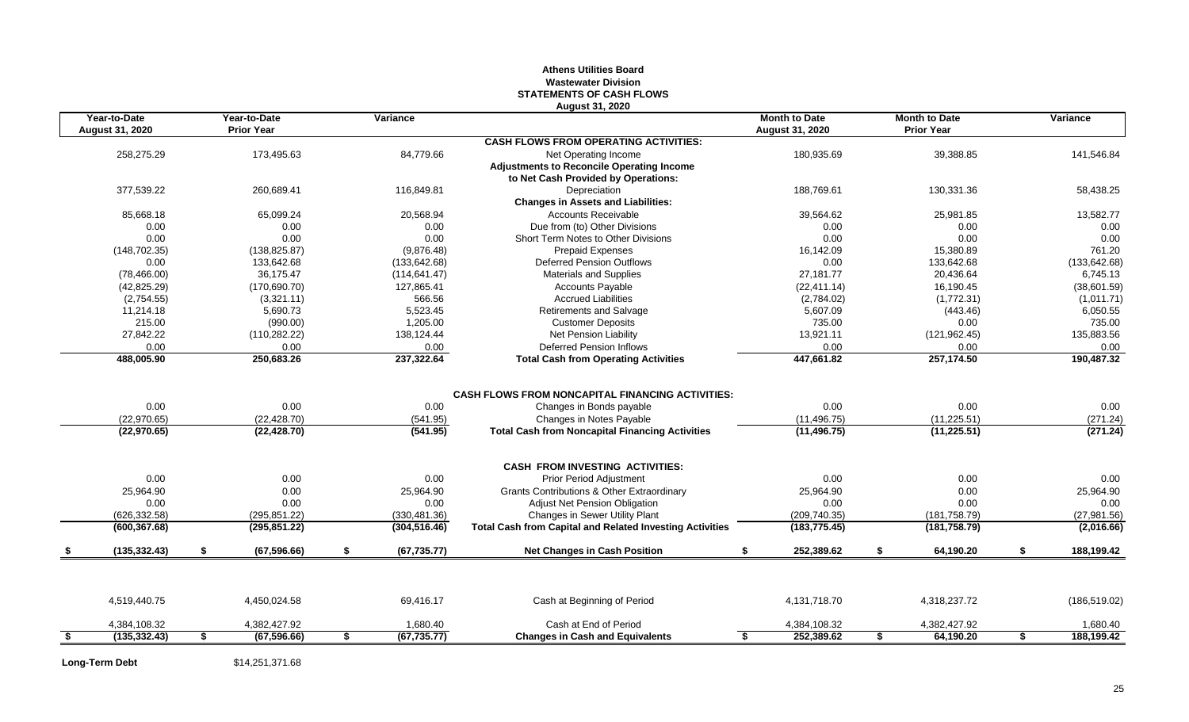# Athens Utilities Board
## Wastewater Division
## STATEMENTS OF CASH FLOWS
### August 31, 2020

| Year-to-Date August 31, 2020 | Year-to-Date Prior Year | Variance | | Month to Date August 31, 2020 | Month to Date Prior Year | Variance |
|---|---|---|---|---|---|---|
| | | | **CASH FLOWS FROM OPERATING ACTIVITIES:** | | | |
| 258,275.29 | 173,495.63 | 84,779.66 | Net Operating Income | 180,935.69 | 39,388.85 | 141,546.84 |
| | | | **Adjustments to Reconcile Operating Income to Net Cash Provided by Operations:** | | | |
| 377,539.22 | 260,689.41 | 116,849.81 | Depreciation | 188,769.61 | 130,331.36 | 58,438.25 |
| | | | **Changes in Assets and Liabilities:** | | | |
| 85,668.18 | 65,099.24 | 20,568.94 | Accounts Receivable | 39,564.62 | 25,981.85 | 13,582.77 |
| 0.00 | 0.00 | 0.00 | Due from (to) Other Divisions | 0.00 | 0.00 | 0.00 |
| 0.00 | 0.00 | 0.00 | Short Term Notes to Other Divisions | 0.00 | 0.00 | 0.00 |
| (148,702.35) | (138,825.87) | (9,876.48) | Prepaid Expenses | 16,142.09 | 15,380.89 | 761.20 |
| 0.00 | 133,642.68 | (133,642.68) | Deferred Pension Outflows | 0.00 | 133,642.68 | (133,642.68) |
| (78,466.00) | 36,175.47 | (114,641.47) | Materials and Supplies | 27,181.77 | 20,436.64 | 6,745.13 |
| (42,825.29) | (170,690.70) | 127,865.41 | Accounts Payable | (22,411.14) | 16,190.45 | (38,601.59) |
| (2,754.55) | (3,321.11) | 566.56 | Accrued Liabilities | (2,784.02) | (1,772.31) | (1,011.71) |
| 11,214.18 | 5,690.73 | 5,523.45 | Retirements and Salvage | 5,607.09 | (443.46) | 6,050.55 |
| 215.00 | (990.00) | 1,205.00 | Customer Deposits | 735.00 | 0.00 | 735.00 |
| 27,842.22 | (110,282.22) | 138,124.44 | Net Pension Liability | 13,921.11 | (121,962.45) | 135,883.56 |
| 0.00 | 0.00 | 0.00 | Deferred Pension Inflows | 0.00 | 0.00 | 0.00 |
| **488,005.90** | **250,683.26** | **237,322.64** | **Total Cash from Operating Activities** | **447,661.82** | **257,174.50** | **190,487.32** |
| | | | **CASH FLOWS FROM NONCAPITAL FINANCING ACTIVITIES:** | | | |
| 0.00 | 0.00 | 0.00 | Changes in Bonds payable | 0.00 | 0.00 | 0.00 |
| (22,970.65) | (22,428.70) | (541.95) | Changes in Notes Payable | (11,496.75) | (11,225.51) | (271.24) |
| **(22,970.65)** | **(22,428.70)** | **(541.95)** | **Total Cash from Noncapital Financing Activities** | **(11,496.75)** | **(11,225.51)** | **(271.24)** |
| | | | **CASH FROM INVESTING ACTIVITIES:** | | | |
| 0.00 | 0.00 | 0.00 | Prior Period Adjustment | 0.00 | 0.00 | 0.00 |
| 25,964.90 | 0.00 | 25,964.90 | Grants Contributions & Other Extraordinary | 25,964.90 | 0.00 | 25,964.90 |
| 0.00 | 0.00 | 0.00 | Adjust Net Pension Obligation | 0.00 | 0.00 | 0.00 |
| (626,332.58) | (295,851.22) | (330,481.36) | Changes in Sewer Utility Plant | (209,740.35) | (181,758.79) | (27,981.56) |
| **(600,367.68)** | **(295,851.22)** | **(304,516.46)** | **Total Cash from Capital and Related Investing Activities** | **(183,775.45)** | **(181,758.79)** | **(2,016.66)** |
| **$ (135,332.43)** | **$ (67,596.66)** | **$ (67,735.77)** | **Net Changes in Cash Position** | **$ 252,389.62** | **$ 64,190.20** | **$ 188,199.42** |
| 4,519,440.75 | 4,450,024.58 | 69,416.17 | Cash at Beginning of Period | 4,131,718.70 | 4,318,237.72 | (186,519.02) |
| 4,384,108.32 | 4,382,427.92 | 1,680.40 | Cash at End of Period | 4,384,108.32 | 4,382,427.92 | 1,680.40 |
| **$ (135,332.43)** | **$ (67,596.66)** | **$ (67,735.77)** | **Changes in Cash and Equivalents** | **$ 252,389.62** | **$ 64,190.20** | **$ 188,199.42** |

**Long-Term Debt** $14,251,371.68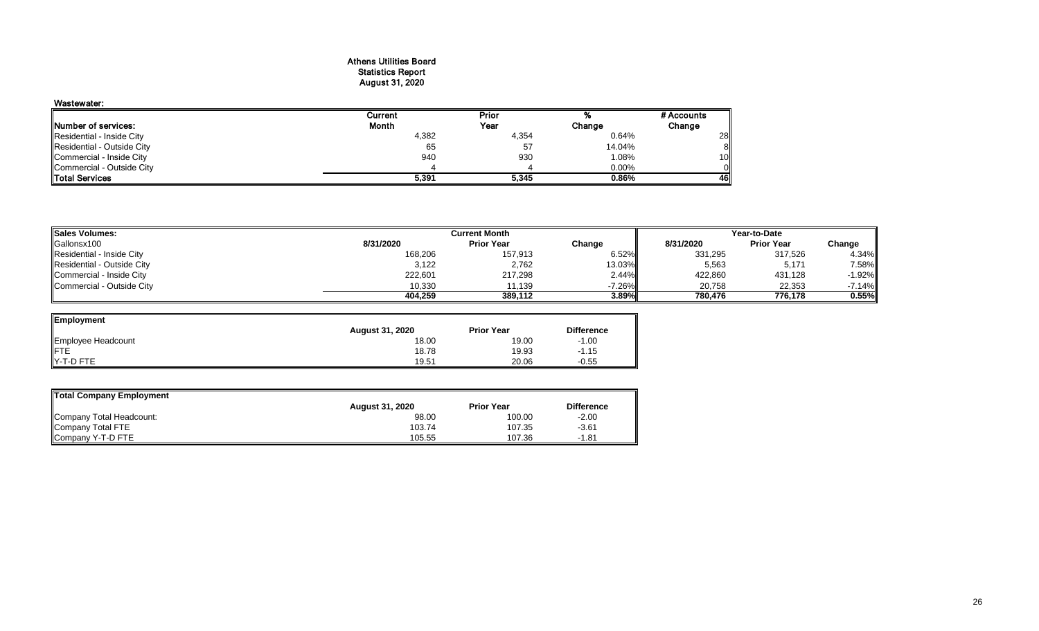# Athens Utilities Board
## Statistics Report
### August 31, 2020

**Wastewater:**

| Number of services: | Current Month | Prior Year | % Change | # Accounts Change |
|---|---|---|---|---|
| Residential - Inside City | 4,382 | 4,354 | 0.64% | 28 |
| Residential - Outside City | 65 | 57 | 14.04% | 8 |
| Commercial - Inside City | 940 | 930 | 1.08% | 10 |
| Commercial - Outside City | 4 | 4 | 0.00% | 0 |
| **Total Services** | **5,391** | **5,345** | **0.86%** | **46** |

| **Sales Volumes:** | Current Month | | | Year-to-Date | | |
|---|---|---|---|---|---|---|
| Gallonsx100 | **8/31/2020** | **Prior Year** | **Change** | **8/31/2020** | **Prior Year** | **Change** |
| Residential - Inside City | 168,206 | 157,913 | 6.52% | 331,295 | 317,526 | 4.34% |
| Residential - Outside City | 3,122 | 2,762 | 13.03% | 5,563 | 5,171 | 7.58% |
| Commercial - Inside City | 222,601 | 217,298 | 2.44% | 422,860 | 431,128 | -1.92% |
| Commercial - Outside City | 10,330 | 11,139 | -7.26% | 20,758 | 22,353 | -7.14% |
| | **404,259** | **389,112** | **3.89%** | **780,476** | **776,178** | **0.55%** |

| **Employment** | **August 31, 2020** | **Prior Year** | **Difference** |
|---|---|---|---|
| Employee Headcount | 18.00 | 19.00 | -1.00 |
| FTE | 18.78 | 19.93 | -1.15 |
| Y-T-D FTE | 19.51 | 20.06 | -0.55 |

| **Total Company Employment** | **August 31, 2020** | **Prior Year** | **Difference** |
|---|---|---|---|
| Company Total Headcount: | 98.00 | 100.00 | -2.00 |
| Company Total FTE | 103.74 | 107.35 | -3.61 |
| Company Y-T-D FTE | 105.55 | 107.36 | -1.81 |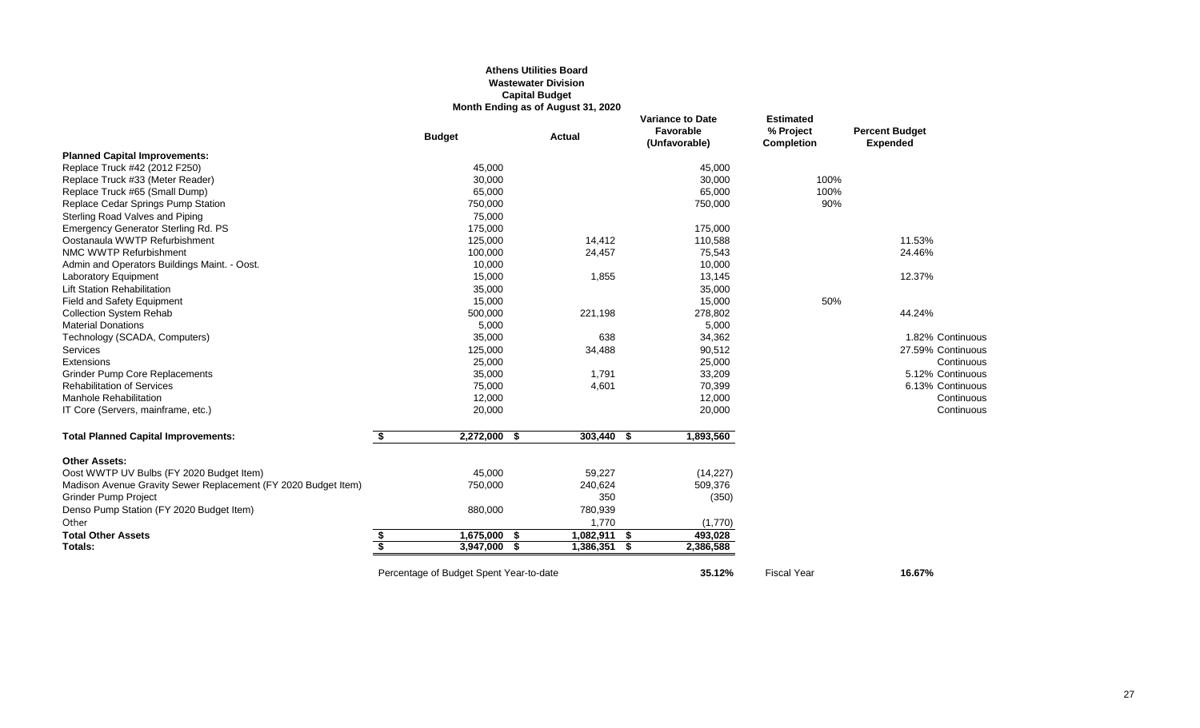**Athens Utilities Board**
**Wastewater Division**
**Capital Budget**
**Month Ending as of August 31, 2020**

| | Budget | Actual | Variance to Date Favorable (Unfavorable) | Estimated % Project Completion | Percent Budget Expended | |
|---|---|---|---|---|---|---|
| **Planned Capital Improvements:** | | | | | | |
| Replace Truck #42 (2012 F250) | 45,000 | | 45,000 | | | |
| Replace Truck #33 (Meter Reader) | 30,000 | | 30,000 | 100% | | |
| Replace Truck #65 (Small Dump) | 65,000 | | 65,000 | 100% | | |
| Replace Cedar Springs Pump Station | 750,000 | | 750,000 | 90% | | |
| Sterling Road Valves and Piping | 75,000 | | | | | |
| Emergency Generator Sterling Rd. PS | 175,000 | | 175,000 | | | |
| Oostanaula WWTP Refurbishment | 125,000 | 14,412 | 110,588 | | 11.53% | |
| NMC WWTP Refurbishment | 100,000 | 24,457 | 75,543 | | 24.46% | |
| Admin and Operators Buildings Maint. - Oost. | 10,000 | | 10,000 | | | |
| Laboratory Equipment | 15,000 | 1,855 | 13,145 | | 12.37% | |
| Lift Station Rehabilitation | 35,000 | | 35,000 | | | |
| Field and Safety Equipment | 15,000 | | 15,000 | 50% | | |
| Collection System Rehab | 500,000 | 221,198 | 278,802 | | 44.24% | |
| Material Donations | 5,000 | | 5,000 | | | |
| Technology (SCADA, Computers) | 35,000 | 638 | 34,362 | | 1.82% | Continuous |
| Services | 125,000 | 34,488 | 90,512 | | 27.59% | Continuous |
| Extensions | 25,000 | | 25,000 | | | Continuous |
| Grinder Pump Core Replacements | 35,000 | 1,791 | 33,209 | | 5.12% | Continuous |
| Rehabilitation of Services | 75,000 | 4,601 | 70,399 | | 6.13% | Continuous |
| Manhole Rehabilitation | 12,000 | | 12,000 | | | Continuous |
| IT Core (Servers, mainframe, etc.) | 20,000 | | 20,000 | | | Continuous |
| **Total Planned Capital Improvements:** | **$ 2,272,000** | **$ 303,440** | **$ 1,893,560** | | | |
| **Other Assets:** | | | | | | |
| Oost WWTP UV Bulbs (FY 2020 Budget Item) | 45,000 | 59,227 | (14,227) | | | |
| Madison Avenue Gravity Sewer Replacement (FY 2020 Budget Item) | 750,000 | 240,624 | 509,376 | | | |
| Grinder Pump Project | | 350 | (350) | | | |
| Denso Pump Station (FY 2020 Budget Item) | 880,000 | 780,939 | | | | |
| Other | | 1,770 | (1,770) | | | |
| **Total Other Assets** | **$ 1,675,000** | **$ 1,082,911** | **$ 493,028** | | | |
| **Totals:** | **$ 3,947,000** | **$ 1,386,351** | **$ 2,386,588** | | | |
| | Percentage of Budget Spent Year-to-date | | **35.12%** | Fiscal Year | **16.67%** | |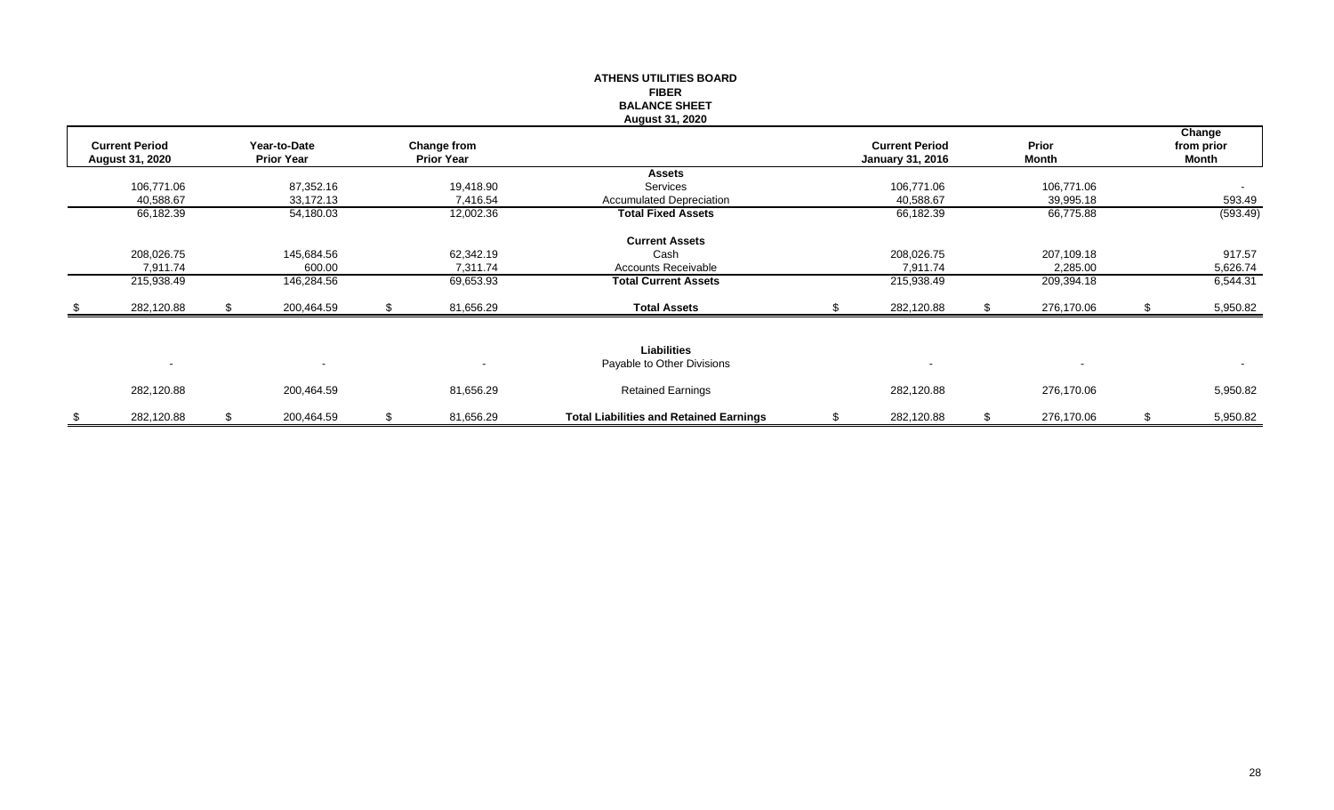**ATHENS UTILITIES BOARD**
**FIBER**
**BALANCE SHEET**
**August 31, 2020**

| Current Period August 31, 2020 | Year-to-Date Prior Year | Change from Prior Year | | Current Period January 31, 2016 | Prior Month | Change from prior Month |
|---|---|---|---|---|---|---|
| | | | **Assets** | | | |
| 106,771.06 | 87,352.16 | 19,418.90 | Services | 106,771.06 | 106,771.06 | - |
| 40,588.67 | 33,172.13 | 7,416.54 | Accumulated Depreciation | 40,588.67 | 39,995.18 | 593.49 |
| 66,182.39 | 54,180.03 | 12,002.36 | **Total Fixed Assets** | 66,182.39 | 66,775.88 | (593.49) |
| | | | **Current Assets** | | | |
| 208,026.75 | 145,684.56 | 62,342.19 | Cash | 208,026.75 | 207,109.18 | 917.57 |
| 7,911.74 | 600.00 | 7,311.74 | Accounts Receivable | 7,911.74 | 2,285.00 | 5,626.74 |
| 215,938.49 | 146,284.56 | 69,653.93 | **Total Current Assets** | 215,938.49 | 209,394.18 | 6,544.31 |
| $ 282,120.88 | $ 200,464.59 | $ 81,656.29 | **Total Assets** | $ 282,120.88 | $ 276,170.06 | $ 5,950.82 |
| | | | **Liabilities** | | | |
| - | - | - | Payable to Other Divisions | - | - | - |
| 282,120.88 | 200,464.59 | 81,656.29 | Retained Earnings | 282,120.88 | 276,170.06 | 5,950.82 |
| $ 282,120.88 | $ 200,464.59 | $ 81,656.29 | **Total Liabilities and Retained Earnings** | $ 282,120.88 | $ 276,170.06 | $ 5,950.82 |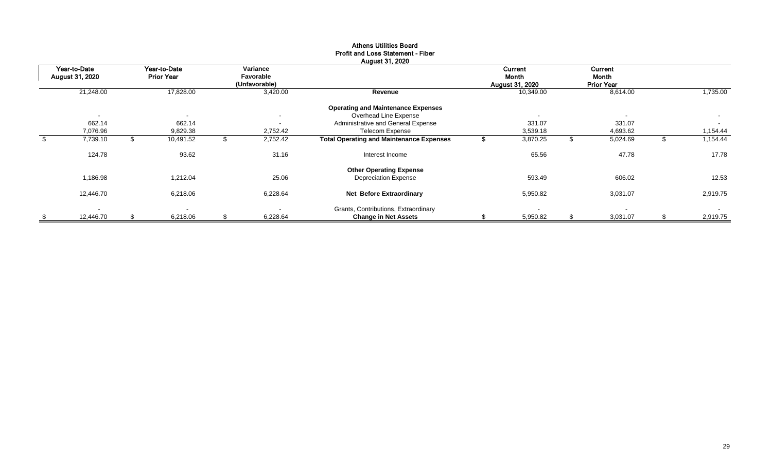# Athens Utilities Board
## Profit and Loss Statement - Fiber
### August 31, 2020

| Year-to-Date August 31, 2020 | Year-to-Date Prior Year | Variance Favorable (Unfavorable) | | Current Month August 31, 2020 | Current Month Prior Year | |
|---|---|---|---|---|---|---|
| 21,248.00 | 17,828.00 | 3,420.00 | **Revenue** | 10,349.00 | 8,614.00 | 1,735.00 |
| | | | **Operating and Maintenance Expenses** | | | |
| - | - | - | Overhead Line Expense | - | - | - |
| 662.14 | 662.14 | - | Administrative and General Expense | 331.07 | 331.07 | - |
| 7,076.96 | 9,829.38 | 2,752.42 | Telecom Expense | 3,539.18 | 4,693.62 | 1,154.44 |
| $ 7,739.10 | $ 10,491.52 | $ 2,752.42 | **Total Operating and Maintenance Expenses** | $ 3,870.25 | $ 5,024.69 | $ 1,154.44 |
| 124.78 | 93.62 | 31.16 | Interest Income | 65.56 | 47.78 | 17.78 |
| | | | **Other Operating Expense** | | | |
| 1,186.98 | 1,212.04 | 25.06 | Depreciation Expense | 593.49 | 606.02 | 12.53 |
| 12,446.70 | 6,218.06 | 6,228.64 | **Net Before Extraordinary** | 5,950.82 | 3,031.07 | 2,919.75 |
| - | - | - | Grants, Contributions, Extraordinary | - | - | - |
| $ 12,446.70 | $ 6,218.06 | $ 6,228.64 | **Change in Net Assets** | $ 5,950.82 | $ 3,031.07 | $ 2,919.75 |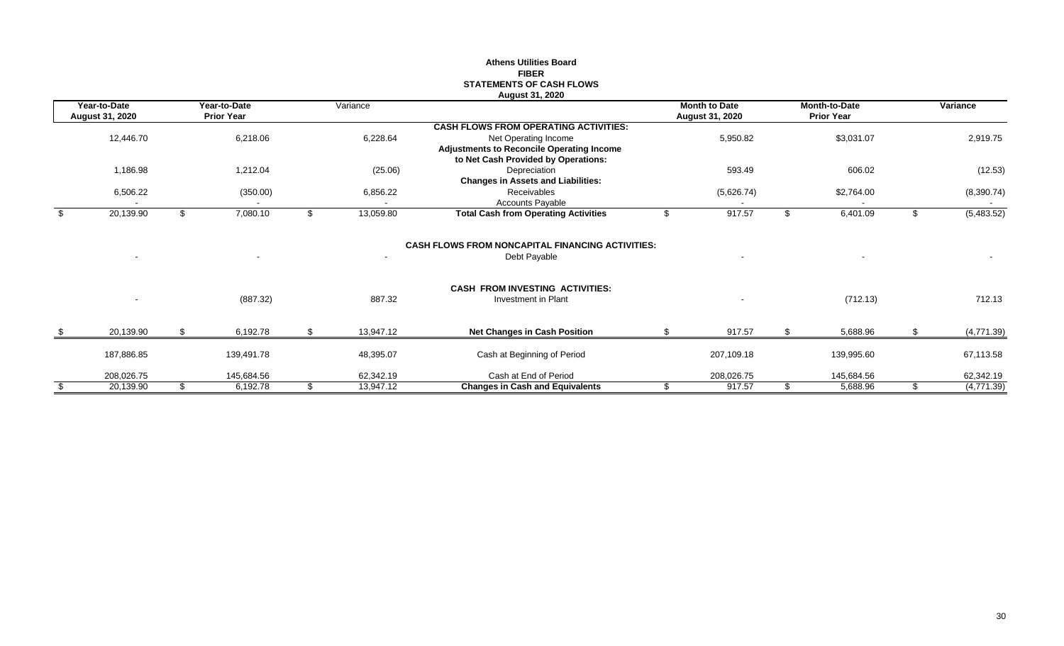**Athens Utilities Board**
**FIBER**
**STATEMENTS OF CASH FLOWS**
**August 31, 2020**

| Year-to-Date August 31, 2020 | Year-to-Date Prior Year | Variance | | Month to Date August 31, 2020 | Month-to-Date Prior Year | Variance |
|---|---|---|---|---|---|---|
| | | | **CASH FLOWS FROM OPERATING ACTIVITIES:** | | | |
| 12,446.70 | 6,218.06 | 6,228.64 | Net Operating Income | 5,950.82 | $3,031.07 | 2,919.75 |
| | | | **Adjustments to Reconcile Operating Income to Net Cash Provided by Operations:** | | | |
| 1,186.98 | 1,212.04 | (25.06) | Depreciation | 593.49 | 606.02 | (12.53) |
| | | | **Changes in Assets and Liabilities:** | | | |
| 6,506.22 | (350.00) | 6,856.22 | Receivables | (5,626.74) | $2,764.00 | (8,390.74) |
| - | - | - | Accounts Payable | - | - | - |
| $ 20,139.90 | $ 7,080.10 | $ 13,059.80 | **Total Cash from Operating Activities** | $ 917.57 | $ 6,401.09 | $ (5,483.52) |
| | | | **CASH FLOWS FROM NONCAPITAL FINANCING ACTIVITIES:** | | | |
| - | - | - | Debt Payable | - | - | - |
| | | | **CASH FROM INVESTING ACTIVITIES:** | | | |
| - | (887.32) | 887.32 | Investment in Plant | - | (712.13) | 712.13 |
| $ 20,139.90 | $ 6,192.78 | $ 13,947.12 | **Net Changes in Cash Position** | $ 917.57 | $ 5,688.96 | $ (4,771.39) |
| 187,886.85 | 139,491.78 | 48,395.07 | Cash at Beginning of Period | 207,109.18 | 139,995.60 | 67,113.58 |
| 208,026.75 | 145,684.56 | 62,342.19 | Cash at End of Period | 208,026.75 | 145,684.56 | 62,342.19 |
| $ 20,139.90 | $ 6,192.78 | $ 13,947.12 | **Changes in Cash and Equivalents** | $ 917.57 | $ 5,688.96 | $ (4,771.39) |